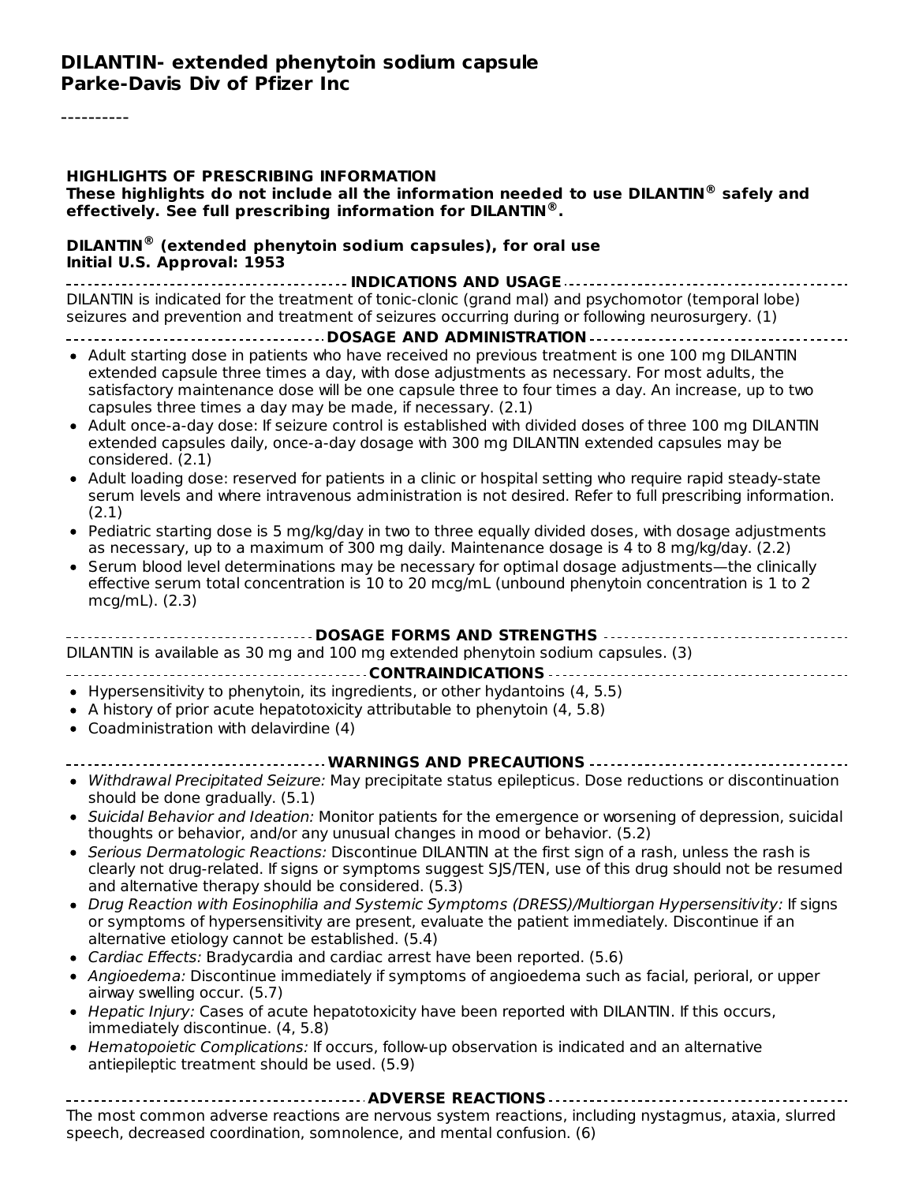# DILANTIN- extended phenytoin sodium capsule
## Parke-Davis Div of Pfizer Inc

----------

**HIGHLIGHTS OF PRESCRIBING INFORMATION**
**These highlights do not include all the information needed to use DILANTIN® safely and effectively. See full prescribing information for DILANTIN®.**

**DILANTIN® (extended phenytoin sodium capsules), for oral use**
**Initial U.S. Approval: 1953**

### INDICATIONS AND USAGE

DILANTIN is indicated for the treatment of tonic-clonic (grand mal) and psychomotor (temporal lobe) seizures and prevention and treatment of seizures occurring during or following neurosurgery. (1)

### DOSAGE AND ADMINISTRATION

- Adult starting dose in patients who have received no previous treatment is one 100 mg DILANTIN extended capsule three times a day, with dose adjustments as necessary. For most adults, the satisfactory maintenance dose will be one capsule three to four times a day. An increase, up to two capsules three times a day may be made, if necessary. (2.1)
- Adult once-a-day dose: If seizure control is established with divided doses of three 100 mg DILANTIN extended capsules daily, once-a-day dosage with 300 mg DILANTIN extended capsules may be considered. (2.1)
- Adult loading dose: reserved for patients in a clinic or hospital setting who require rapid steady-state serum levels and where intravenous administration is not desired. Refer to full prescribing information. (2.1)
- Pediatric starting dose is 5 mg/kg/day in two to three equally divided doses, with dosage adjustments as necessary, up to a maximum of 300 mg daily. Maintenance dosage is 4 to 8 mg/kg/day. (2.2)
- Serum blood level determinations may be necessary for optimal dosage adjustments—the clinically effective serum total concentration is 10 to 20 mcg/mL (unbound phenytoin concentration is 1 to 2 mcg/mL). (2.3)

### DOSAGE FORMS AND STRENGTHS

DILANTIN is available as 30 mg and 100 mg extended phenytoin sodium capsules. (3)

### CONTRAINDICATIONS

- Hypersensitivity to phenytoin, its ingredients, or other hydantoins (4, 5.5)
- A history of prior acute hepatotoxicity attributable to phenytoin (4, 5.8)
- Coadministration with delavirdine (4)

### WARNINGS AND PRECAUTIONS

- *Withdrawal Precipitated Seizure:* May precipitate status epilepticus. Dose reductions or discontinuation should be done gradually. (5.1)
- *Suicidal Behavior and Ideation:* Monitor patients for the emergence or worsening of depression, suicidal thoughts or behavior, and/or any unusual changes in mood or behavior. (5.2)
- *Serious Dermatologic Reactions:* Discontinue DILANTIN at the first sign of a rash, unless the rash is clearly not drug-related. If signs or symptoms suggest SJS/TEN, use of this drug should not be resumed and alternative therapy should be considered. (5.3)
- *Drug Reaction with Eosinophilia and Systemic Symptoms (DRESS)/Multiorgan Hypersensitivity:* If signs or symptoms of hypersensitivity are present, evaluate the patient immediately. Discontinue if an alternative etiology cannot be established. (5.4)
- *Cardiac Effects:* Bradycardia and cardiac arrest have been reported. (5.6)
- *Angioedema:* Discontinue immediately if symptoms of angioedema such as facial, perioral, or upper airway swelling occur. (5.7)
- *Hepatic Injury:* Cases of acute hepatotoxicity have been reported with DILANTIN. If this occurs, immediately discontinue. (4, 5.8)
- *Hematopoietic Complications:* If occurs, follow-up observation is indicated and an alternative antiepileptic treatment should be used. (5.9)

### ADVERSE REACTIONS

The most common adverse reactions are nervous system reactions, including nystagmus, ataxia, slurred speech, decreased coordination, somnolence, and mental confusion. (6)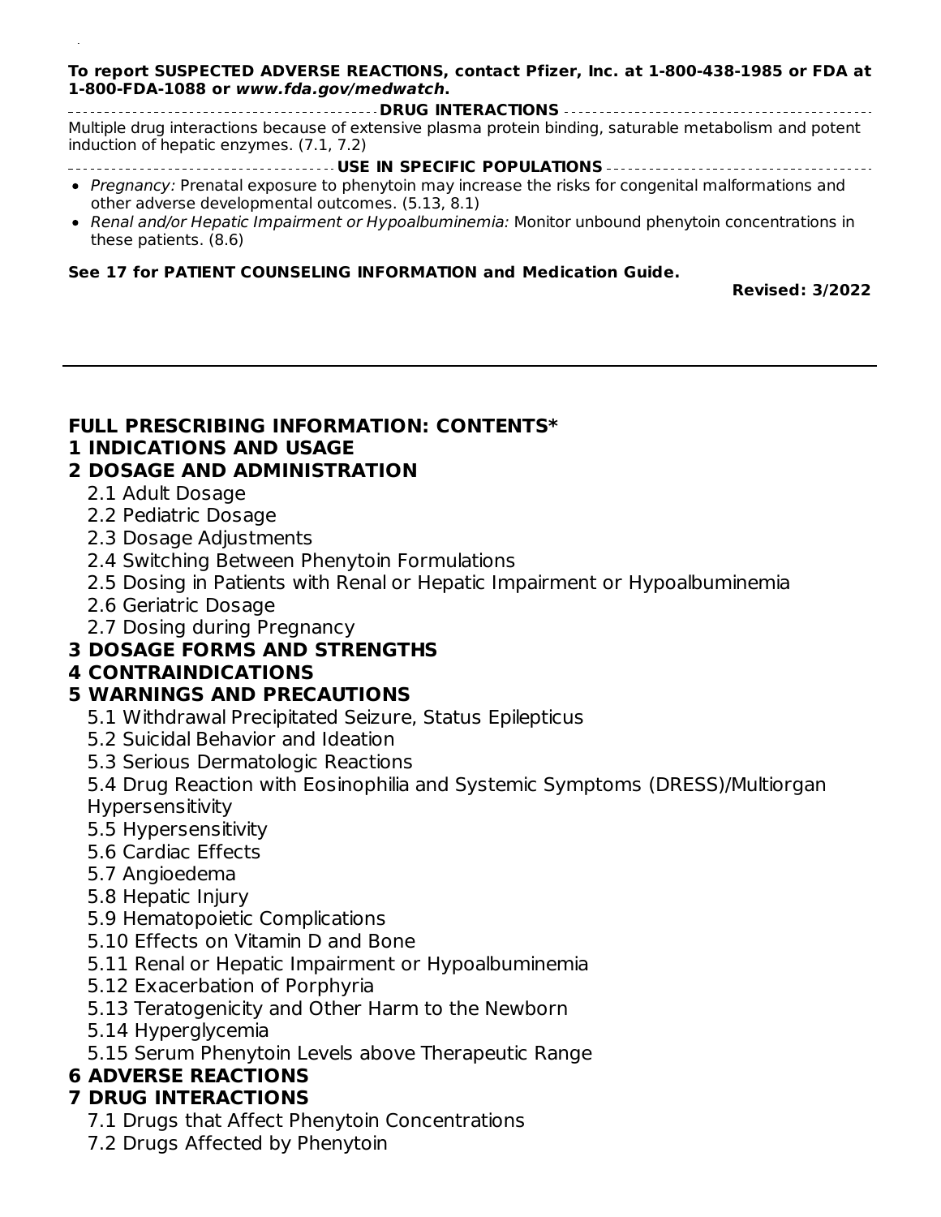**To report SUSPECTED ADVERSE REACTIONS, contact Pfizer, Inc. at 1-800-438-1985 or FDA at 1-800-FDA-1088 or *www.fda.gov/medwatch*.**

**DRUG INTERACTIONS**

Multiple drug interactions because of extensive plasma protein binding, saturable metabolism and potent induction of hepatic enzymes. (7.1, 7.2)

**USE IN SPECIFIC POPULATIONS**

- *Pregnancy:* Prenatal exposure to phenytoin may increase the risks for congenital malformations and other adverse developmental outcomes. (5.13, 8.1)
- *Renal and/or Hepatic Impairment or Hypoalbuminemia:* Monitor unbound phenytoin concentrations in these patients. (8.6)

**See 17 for PATIENT COUNSELING INFORMATION and Medication Guide.**

**Revised: 3/2022**

---

## FULL PRESCRIBING INFORMATION: CONTENTS*

### 1 INDICATIONS AND USAGE

### 2 DOSAGE AND ADMINISTRATION

- 2.1 Adult Dosage
- 2.2 Pediatric Dosage
- 2.3 Dosage Adjustments
- 2.4 Switching Between Phenytoin Formulations
- 2.5 Dosing in Patients with Renal or Hepatic Impairment or Hypoalbuminemia
- 2.6 Geriatric Dosage
- 2.7 Dosing during Pregnancy

### 3 DOSAGE FORMS AND STRENGTHS

### 4 CONTRAINDICATIONS

### 5 WARNINGS AND PRECAUTIONS

- 5.1 Withdrawal Precipitated Seizure, Status Epilepticus
- 5.2 Suicidal Behavior and Ideation
- 5.3 Serious Dermatologic Reactions
- 5.4 Drug Reaction with Eosinophilia and Systemic Symptoms (DRESS)/Multiorgan Hypersensitivity
- 5.5 Hypersensitivity
- 5.6 Cardiac Effects
- 5.7 Angioedema
- 5.8 Hepatic Injury
- 5.9 Hematopoietic Complications
- 5.10 Effects on Vitamin D and Bone
- 5.11 Renal or Hepatic Impairment or Hypoalbuminemia
- 5.12 Exacerbation of Porphyria
- 5.13 Teratogenicity and Other Harm to the Newborn
- 5.14 Hyperglycemia
- 5.15 Serum Phenytoin Levels above Therapeutic Range

### 6 ADVERSE REACTIONS

### 7 DRUG INTERACTIONS

- 7.1 Drugs that Affect Phenytoin Concentrations
- 7.2 Drugs Affected by Phenytoin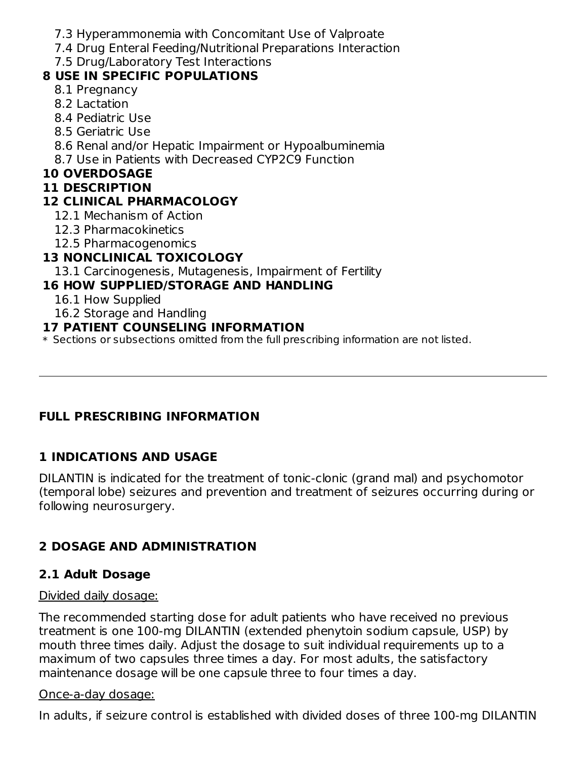7.3 Hyperammonemia with Concomitant Use of Valproate
7.4 Drug Enteral Feeding/Nutritional Preparations Interaction
7.5 Drug/Laboratory Test Interactions

**8 USE IN SPECIFIC POPULATIONS**

8.1 Pregnancy
8.2 Lactation
8.4 Pediatric Use
8.5 Geriatric Use
8.6 Renal and/or Hepatic Impairment or Hypoalbuminemia
8.7 Use in Patients with Decreased CYP2C9 Function

**10 OVERDOSAGE**

**11 DESCRIPTION**

**12 CLINICAL PHARMACOLOGY**

12.1 Mechanism of Action
12.3 Pharmacokinetics
12.5 Pharmacogenomics

**13 NONCLINICAL TOXICOLOGY**

13.1 Carcinogenesis, Mutagenesis, Impairment of Fertility

**16 HOW SUPPLIED/STORAGE AND HANDLING**

16.1 How Supplied
16.2 Storage and Handling

**17 PATIENT COUNSELING INFORMATION**

\* Sections or subsections omitted from the full prescribing information are not listed.

---

## FULL PRESCRIBING INFORMATION

## 1 INDICATIONS AND USAGE

DILANTIN is indicated for the treatment of tonic-clonic (grand mal) and psychomotor (temporal lobe) seizures and prevention and treatment of seizures occurring during or following neurosurgery.

## 2 DOSAGE AND ADMINISTRATION

### 2.1 Adult Dosage

Divided daily dosage:

The recommended starting dose for adult patients who have received no previous treatment is one 100-mg DILANTIN (extended phenytoin sodium capsule, USP) by mouth three times daily. Adjust the dosage to suit individual requirements up to a maximum of two capsules three times a day. For most adults, the satisfactory maintenance dosage will be one capsule three to four times a day.

Once-a-day dosage:

In adults, if seizure control is established with divided doses of three 100-mg DILANTIN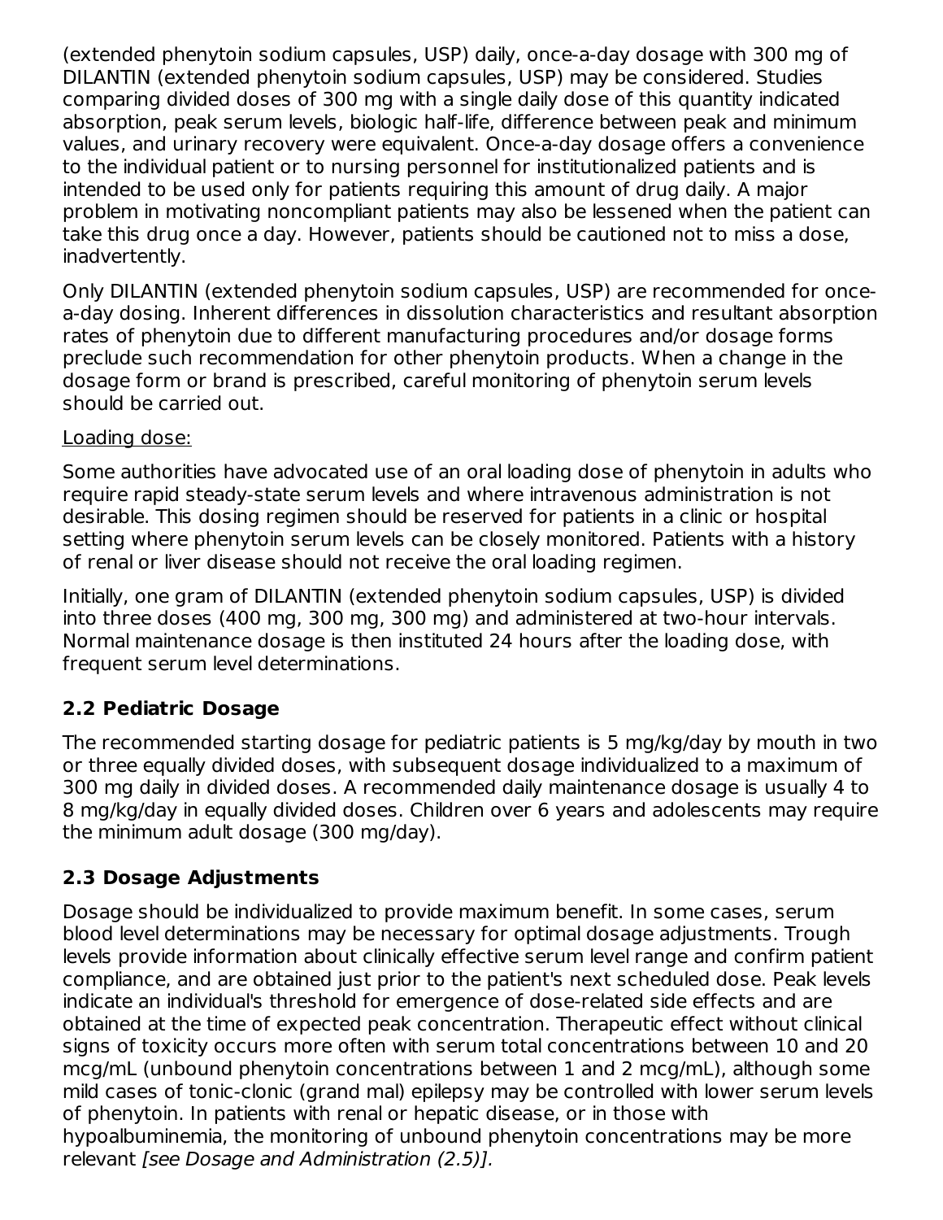(extended phenytoin sodium capsules, USP) daily, once-a-day dosage with 300 mg of DILANTIN (extended phenytoin sodium capsules, USP) may be considered. Studies comparing divided doses of 300 mg with a single daily dose of this quantity indicated absorption, peak serum levels, biologic half-life, difference between peak and minimum values, and urinary recovery were equivalent. Once-a-day dosage offers a convenience to the individual patient or to nursing personnel for institutionalized patients and is intended to be used only for patients requiring this amount of drug daily. A major problem in motivating noncompliant patients may also be lessened when the patient can take this drug once a day. However, patients should be cautioned not to miss a dose, inadvertently.

Only DILANTIN (extended phenytoin sodium capsules, USP) are recommended for once-a-day dosing. Inherent differences in dissolution characteristics and resultant absorption rates of phenytoin due to different manufacturing procedures and/or dosage forms preclude such recommendation for other phenytoin products. When a change in the dosage form or brand is prescribed, careful monitoring of phenytoin serum levels should be carried out.

Loading dose:

Some authorities have advocated use of an oral loading dose of phenytoin in adults who require rapid steady-state serum levels and where intravenous administration is not desirable. This dosing regimen should be reserved for patients in a clinic or hospital setting where phenytoin serum levels can be closely monitored. Patients with a history of renal or liver disease should not receive the oral loading regimen.

Initially, one gram of DILANTIN (extended phenytoin sodium capsules, USP) is divided into three doses (400 mg, 300 mg, 300 mg) and administered at two-hour intervals. Normal maintenance dosage is then instituted 24 hours after the loading dose, with frequent serum level determinations.

## 2.2 Pediatric Dosage

The recommended starting dosage for pediatric patients is 5 mg/kg/day by mouth in two or three equally divided doses, with subsequent dosage individualized to a maximum of 300 mg daily in divided doses. A recommended daily maintenance dosage is usually 4 to 8 mg/kg/day in equally divided doses. Children over 6 years and adolescents may require the minimum adult dosage (300 mg/day).

## 2.3 Dosage Adjustments

Dosage should be individualized to provide maximum benefit. In some cases, serum blood level determinations may be necessary for optimal dosage adjustments. Trough levels provide information about clinically effective serum level range and confirm patient compliance, and are obtained just prior to the patient's next scheduled dose. Peak levels indicate an individual's threshold for emergence of dose-related side effects and are obtained at the time of expected peak concentration. Therapeutic effect without clinical signs of toxicity occurs more often with serum total concentrations between 10 and 20 mcg/mL (unbound phenytoin concentrations between 1 and 2 mcg/mL), although some mild cases of tonic-clonic (grand mal) epilepsy may be controlled with lower serum levels of phenytoin. In patients with renal or hepatic disease, or in those with hypoalbuminemia, the monitoring of unbound phenytoin concentrations may be more relevant *[see Dosage and Administration (2.5)]*.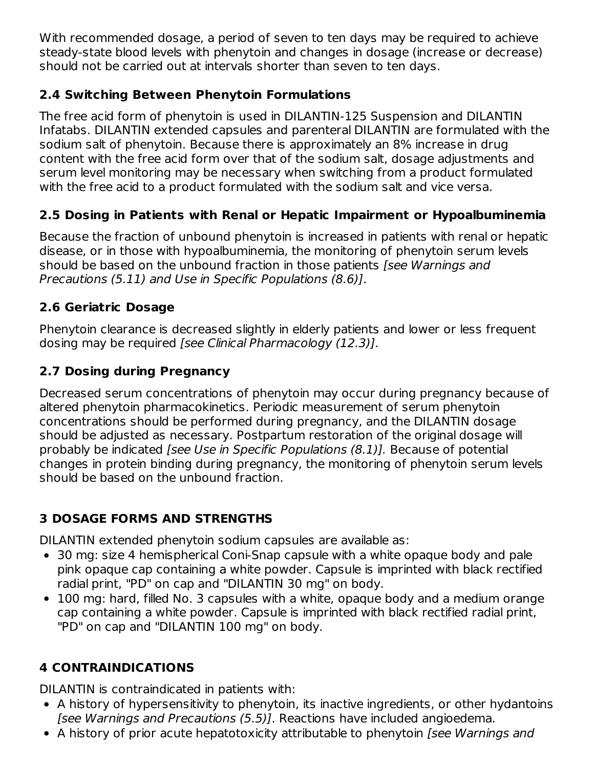With recommended dosage, a period of seven to ten days may be required to achieve steady-state blood levels with phenytoin and changes in dosage (increase or decrease) should not be carried out at intervals shorter than seven to ten days.

### 2.4 Switching Between Phenytoin Formulations

The free acid form of phenytoin is used in DILANTIN-125 Suspension and DILANTIN Infatabs. DILANTIN extended capsules and parenteral DILANTIN are formulated with the sodium salt of phenytoin. Because there is approximately an 8% increase in drug content with the free acid form over that of the sodium salt, dosage adjustments and serum level monitoring may be necessary when switching from a product formulated with the free acid to a product formulated with the sodium salt and vice versa.

### 2.5 Dosing in Patients with Renal or Hepatic Impairment or Hypoalbuminemia

Because the fraction of unbound phenytoin is increased in patients with renal or hepatic disease, or in those with hypoalbuminemia, the monitoring of phenytoin serum levels should be based on the unbound fraction in those patients *[see Warnings and Precautions (5.11) and Use in Specific Populations (8.6)]*.

### 2.6 Geriatric Dosage

Phenytoin clearance is decreased slightly in elderly patients and lower or less frequent dosing may be required *[see Clinical Pharmacology (12.3)]*.

### 2.7 Dosing during Pregnancy

Decreased serum concentrations of phenytoin may occur during pregnancy because of altered phenytoin pharmacokinetics. Periodic measurement of serum phenytoin concentrations should be performed during pregnancy, and the DILANTIN dosage should be adjusted as necessary. Postpartum restoration of the original dosage will probably be indicated *[see Use in Specific Populations (8.1)].* Because of potential changes in protein binding during pregnancy, the monitoring of phenytoin serum levels should be based on the unbound fraction.

## 3 DOSAGE FORMS AND STRENGTHS

DILANTIN extended phenytoin sodium capsules are available as:

- 30 mg: size 4 hemispherical Coni-Snap capsule with a white opaque body and pale pink opaque cap containing a white powder. Capsule is imprinted with black rectified radial print, "PD" on cap and "DILANTIN 30 mg" on body.
- 100 mg: hard, filled No. 3 capsules with a white, opaque body and a medium orange cap containing a white powder. Capsule is imprinted with black rectified radial print, "PD" on cap and "DILANTIN 100 mg" on body.

## 4 CONTRAINDICATIONS

DILANTIN is contraindicated in patients with:

- A history of hypersensitivity to phenytoin, its inactive ingredients, or other hydantoins *[see Warnings and Precautions (5.5)]*. Reactions have included angioedema.
- A history of prior acute hepatotoxicity attributable to phenytoin *[see Warnings and*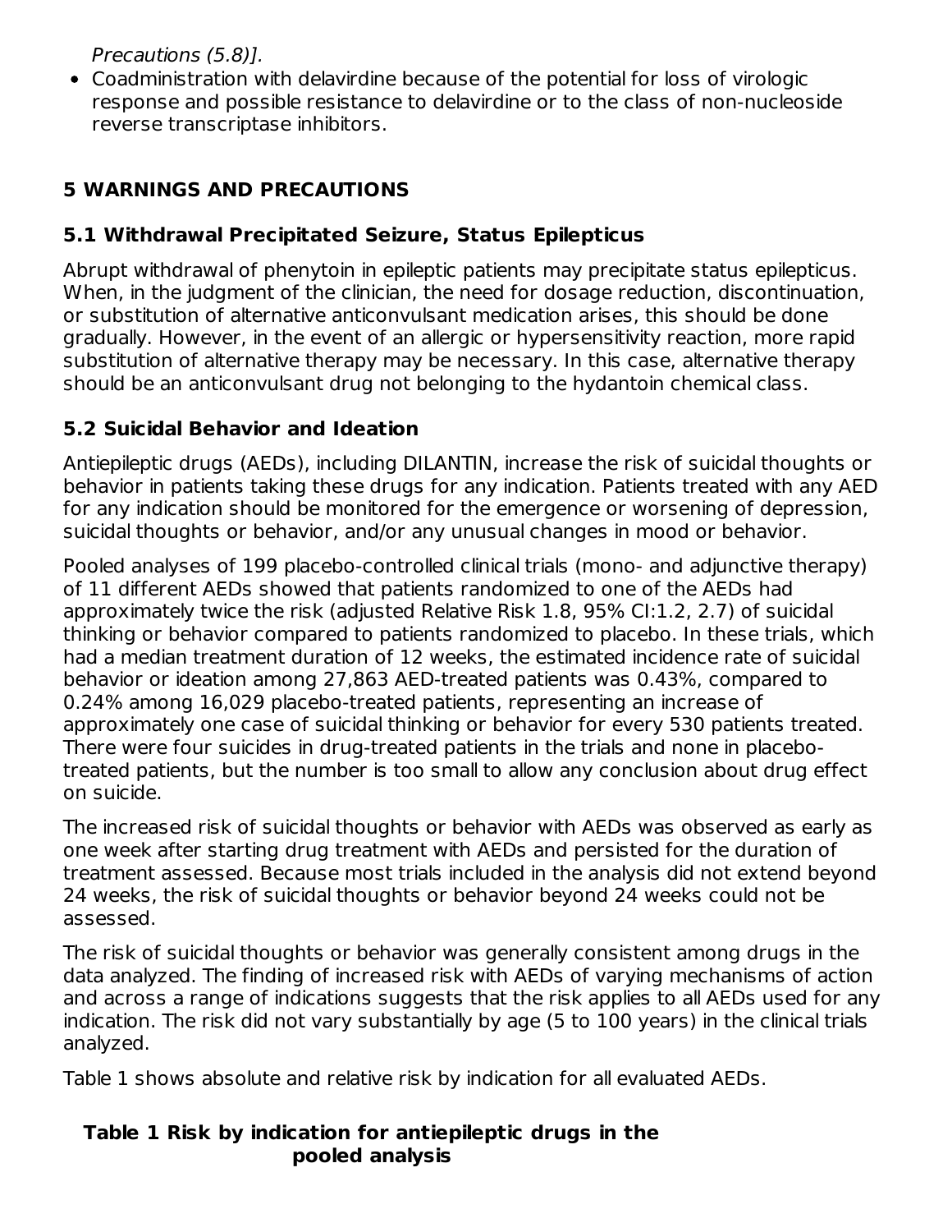Precautions (5.8)].

- Coadministration with delavirdine because of the potential for loss of virologic response and possible resistance to delavirdine or to the class of non-nucleoside reverse transcriptase inhibitors.

## 5 WARNINGS AND PRECAUTIONS

### 5.1 Withdrawal Precipitated Seizure, Status Epilepticus

Abrupt withdrawal of phenytoin in epileptic patients may precipitate status epilepticus. When, in the judgment of the clinician, the need for dosage reduction, discontinuation, or substitution of alternative anticonvulsant medication arises, this should be done gradually. However, in the event of an allergic or hypersensitivity reaction, more rapid substitution of alternative therapy may be necessary. In this case, alternative therapy should be an anticonvulsant drug not belonging to the hydantoin chemical class.

### 5.2 Suicidal Behavior and Ideation

Antiepileptic drugs (AEDs), including DILANTIN, increase the risk of suicidal thoughts or behavior in patients taking these drugs for any indication. Patients treated with any AED for any indication should be monitored for the emergence or worsening of depression, suicidal thoughts or behavior, and/or any unusual changes in mood or behavior.

Pooled analyses of 199 placebo-controlled clinical trials (mono- and adjunctive therapy) of 11 different AEDs showed that patients randomized to one of the AEDs had approximately twice the risk (adjusted Relative Risk 1.8, 95% CI:1.2, 2.7) of suicidal thinking or behavior compared to patients randomized to placebo. In these trials, which had a median treatment duration of 12 weeks, the estimated incidence rate of suicidal behavior or ideation among 27,863 AED-treated patients was 0.43%, compared to 0.24% among 16,029 placebo-treated patients, representing an increase of approximately one case of suicidal thinking or behavior for every 530 patients treated. There were four suicides in drug-treated patients in the trials and none in placebo-treated patients, but the number is too small to allow any conclusion about drug effect on suicide.

The increased risk of suicidal thoughts or behavior with AEDs was observed as early as one week after starting drug treatment with AEDs and persisted for the duration of treatment assessed. Because most trials included in the analysis did not extend beyond 24 weeks, the risk of suicidal thoughts or behavior beyond 24 weeks could not be assessed.

The risk of suicidal thoughts or behavior was generally consistent among drugs in the data analyzed. The finding of increased risk with AEDs of varying mechanisms of action and across a range of indications suggests that the risk applies to all AEDs used for any indication. The risk did not vary substantially by age (5 to 100 years) in the clinical trials analyzed.

Table 1 shows absolute and relative risk by indication for all evaluated AEDs.

**Table 1 Risk by indication for antiepileptic drugs in the pooled analysis**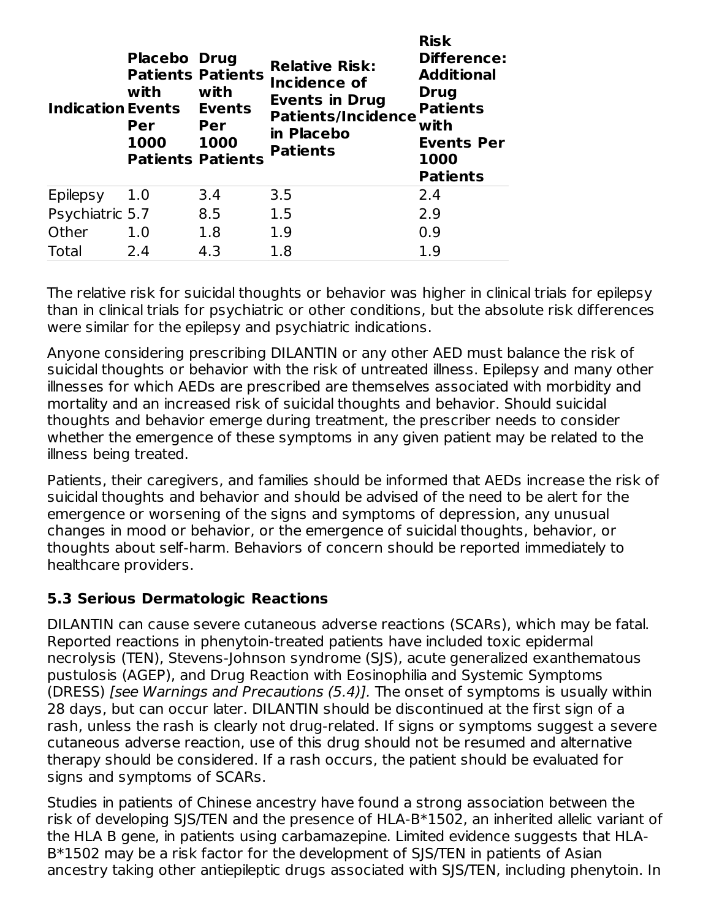| Indication | Placebo Patients with Events Per 1000 Patients | Drug Patients with Events Per 1000 Patients | Relative Risk: Incidence of Events in Drug Patients/Incidence in Placebo Patients | Risk Difference: Additional Drug Patients with Events Per 1000 Patients |
|---|---|---|---|---|
| Epilepsy | 1.0 | 3.4 | 3.5 | 2.4 |
| Psychiatric | 5.7 | 8.5 | 1.5 | 2.9 |
| Other | 1.0 | 1.8 | 1.9 | 0.9 |
| Total | 2.4 | 4.3 | 1.8 | 1.9 |

The relative risk for suicidal thoughts or behavior was higher in clinical trials for epilepsy than in clinical trials for psychiatric or other conditions, but the absolute risk differences were similar for the epilepsy and psychiatric indications.

Anyone considering prescribing DILANTIN or any other AED must balance the risk of suicidal thoughts or behavior with the risk of untreated illness. Epilepsy and many other illnesses for which AEDs are prescribed are themselves associated with morbidity and mortality and an increased risk of suicidal thoughts and behavior. Should suicidal thoughts and behavior emerge during treatment, the prescriber needs to consider whether the emergence of these symptoms in any given patient may be related to the illness being treated.

Patients, their caregivers, and families should be informed that AEDs increase the risk of suicidal thoughts and behavior and should be advised of the need to be alert for the emergence or worsening of the signs and symptoms of depression, any unusual changes in mood or behavior, or the emergence of suicidal thoughts, behavior, or thoughts about self-harm. Behaviors of concern should be reported immediately to healthcare providers.

### 5.3 Serious Dermatologic Reactions

DILANTIN can cause severe cutaneous adverse reactions (SCARs), which may be fatal. Reported reactions in phenytoin-treated patients have included toxic epidermal necrolysis (TEN), Stevens-Johnson syndrome (SJS), acute generalized exanthematous pustulosis (AGEP), and Drug Reaction with Eosinophilia and Systemic Symptoms (DRESS) *[see Warnings and Precautions (5.4)]*. The onset of symptoms is usually within 28 days, but can occur later. DILANTIN should be discontinued at the first sign of a rash, unless the rash is clearly not drug-related. If signs or symptoms suggest a severe cutaneous adverse reaction, use of this drug should not be resumed and alternative therapy should be considered. If a rash occurs, the patient should be evaluated for signs and symptoms of SCARs.

Studies in patients of Chinese ancestry have found a strong association between the risk of developing SJS/TEN and the presence of HLA-B*1502, an inherited allelic variant of the HLA B gene, in patients using carbamazepine. Limited evidence suggests that HLA-B*1502 may be a risk factor for the development of SJS/TEN in patients of Asian ancestry taking other antiepileptic drugs associated with SJS/TEN, including phenytoin. In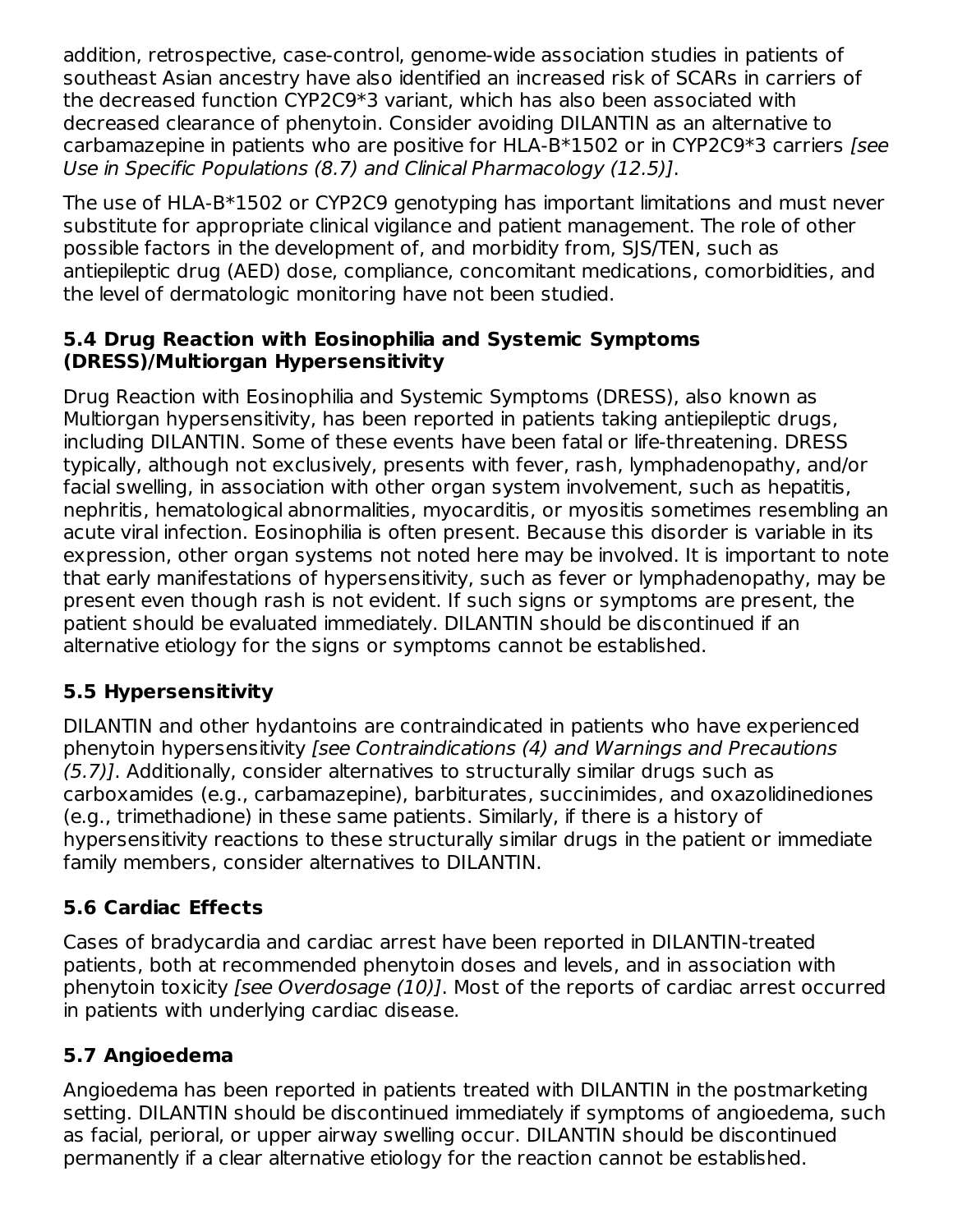addition, retrospective, case-control, genome-wide association studies in patients of southeast Asian ancestry have also identified an increased risk of SCARs in carriers of the decreased function CYP2C9*3 variant, which has also been associated with decreased clearance of phenytoin. Consider avoiding DILANTIN as an alternative to carbamazepine in patients who are positive for HLA-B*1502 or in CYP2C9*3 carriers *[see Use in Specific Populations (8.7) and Clinical Pharmacology (12.5)]*.

The use of HLA-B*1502 or CYP2C9 genotyping has important limitations and must never substitute for appropriate clinical vigilance and patient management. The role of other possible factors in the development of, and morbidity from, SJS/TEN, such as antiepileptic drug (AED) dose, compliance, concomitant medications, comorbidities, and the level of dermatologic monitoring have not been studied.

### 5.4 Drug Reaction with Eosinophilia and Systemic Symptoms (DRESS)/Multiorgan Hypersensitivity

Drug Reaction with Eosinophilia and Systemic Symptoms (DRESS), also known as Multiorgan hypersensitivity, has been reported in patients taking antiepileptic drugs, including DILANTIN. Some of these events have been fatal or life-threatening. DRESS typically, although not exclusively, presents with fever, rash, lymphadenopathy, and/or facial swelling, in association with other organ system involvement, such as hepatitis, nephritis, hematological abnormalities, myocarditis, or myositis sometimes resembling an acute viral infection. Eosinophilia is often present. Because this disorder is variable in its expression, other organ systems not noted here may be involved. It is important to note that early manifestations of hypersensitivity, such as fever or lymphadenopathy, may be present even though rash is not evident. If such signs or symptoms are present, the patient should be evaluated immediately. DILANTIN should be discontinued if an alternative etiology for the signs or symptoms cannot be established.

### 5.5 Hypersensitivity

DILANTIN and other hydantoins are contraindicated in patients who have experienced phenytoin hypersensitivity *[see Contraindications (4) and Warnings and Precautions (5.7)]*. Additionally, consider alternatives to structurally similar drugs such as carboxamides (e.g., carbamazepine), barbiturates, succinimides, and oxazolidinediones (e.g., trimethadione) in these same patients. Similarly, if there is a history of hypersensitivity reactions to these structurally similar drugs in the patient or immediate family members, consider alternatives to DILANTIN.

### 5.6 Cardiac Effects

Cases of bradycardia and cardiac arrest have been reported in DILANTIN-treated patients, both at recommended phenytoin doses and levels, and in association with phenytoin toxicity *[see Overdosage (10)]*. Most of the reports of cardiac arrest occurred in patients with underlying cardiac disease.

### 5.7 Angioedema

Angioedema has been reported in patients treated with DILANTIN in the postmarketing setting. DILANTIN should be discontinued immediately if symptoms of angioedema, such as facial, perioral, or upper airway swelling occur. DILANTIN should be discontinued permanently if a clear alternative etiology for the reaction cannot be established.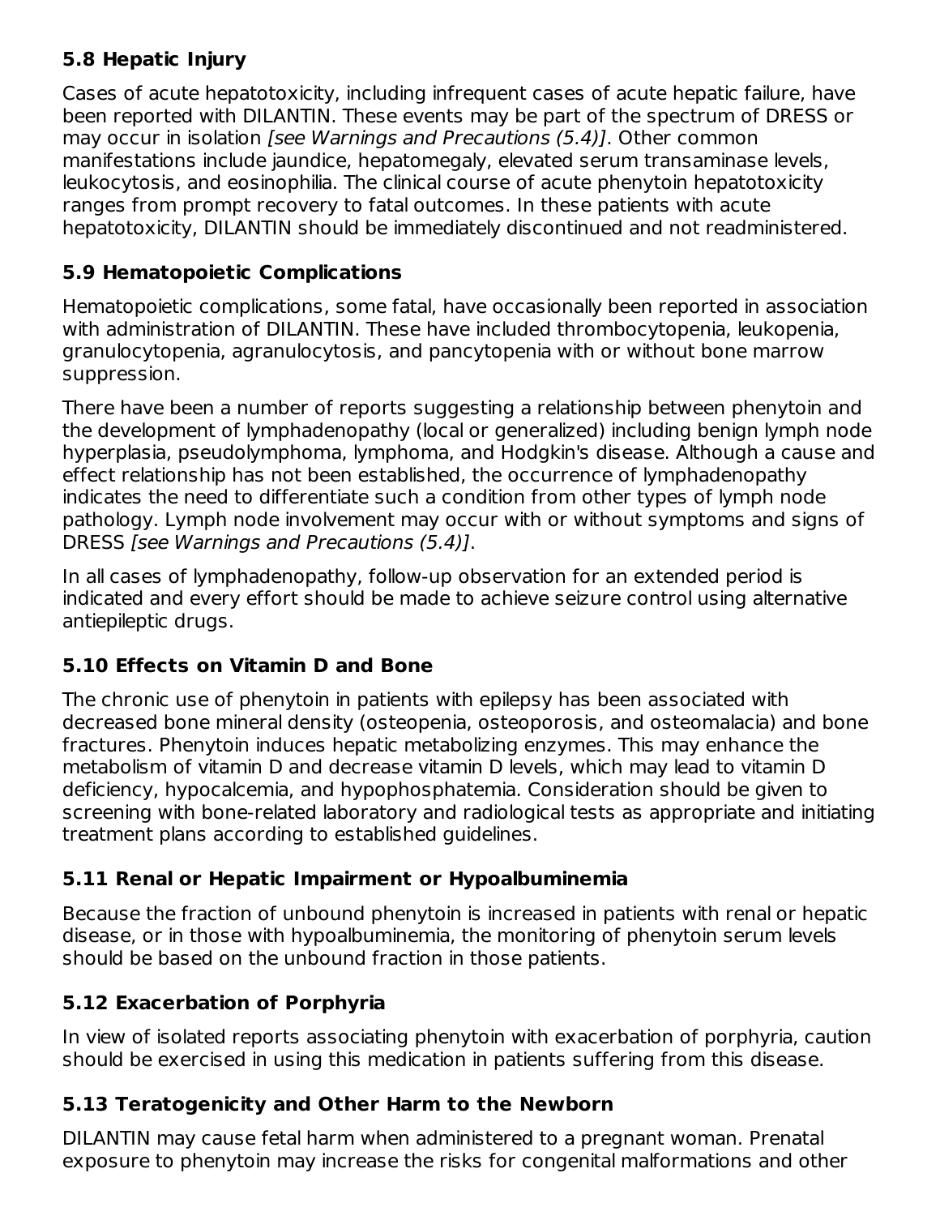### 5.8 Hepatic Injury

Cases of acute hepatotoxicity, including infrequent cases of acute hepatic failure, have been reported with DILANTIN. These events may be part of the spectrum of DRESS or may occur in isolation *[see Warnings and Precautions (5.4)]*. Other common manifestations include jaundice, hepatomegaly, elevated serum transaminase levels, leukocytosis, and eosinophilia. The clinical course of acute phenytoin hepatotoxicity ranges from prompt recovery to fatal outcomes. In these patients with acute hepatotoxicity, DILANTIN should be immediately discontinued and not readministered.

### 5.9 Hematopoietic Complications

Hematopoietic complications, some fatal, have occasionally been reported in association with administration of DILANTIN. These have included thrombocytopenia, leukopenia, granulocytopenia, agranulocytosis, and pancytopenia with or without bone marrow suppression.

There have been a number of reports suggesting a relationship between phenytoin and the development of lymphadenopathy (local or generalized) including benign lymph node hyperplasia, pseudolymphoma, lymphoma, and Hodgkin's disease. Although a cause and effect relationship has not been established, the occurrence of lymphadenopathy indicates the need to differentiate such a condition from other types of lymph node pathology. Lymph node involvement may occur with or without symptoms and signs of DRESS *[see Warnings and Precautions (5.4)]*.

In all cases of lymphadenopathy, follow-up observation for an extended period is indicated and every effort should be made to achieve seizure control using alternative antiepileptic drugs.

### 5.10 Effects on Vitamin D and Bone

The chronic use of phenytoin in patients with epilepsy has been associated with decreased bone mineral density (osteopenia, osteoporosis, and osteomalacia) and bone fractures. Phenytoin induces hepatic metabolizing enzymes. This may enhance the metabolism of vitamin D and decrease vitamin D levels, which may lead to vitamin D deficiency, hypocalcemia, and hypophosphatemia. Consideration should be given to screening with bone-related laboratory and radiological tests as appropriate and initiating treatment plans according to established guidelines.

### 5.11 Renal or Hepatic Impairment or Hypoalbuminemia

Because the fraction of unbound phenytoin is increased in patients with renal or hepatic disease, or in those with hypoalbuminemia, the monitoring of phenytoin serum levels should be based on the unbound fraction in those patients.

### 5.12 Exacerbation of Porphyria

In view of isolated reports associating phenytoin with exacerbation of porphyria, caution should be exercised in using this medication in patients suffering from this disease.

### 5.13 Teratogenicity and Other Harm to the Newborn

DILANTIN may cause fetal harm when administered to a pregnant woman. Prenatal exposure to phenytoin may increase the risks for congenital malformations and other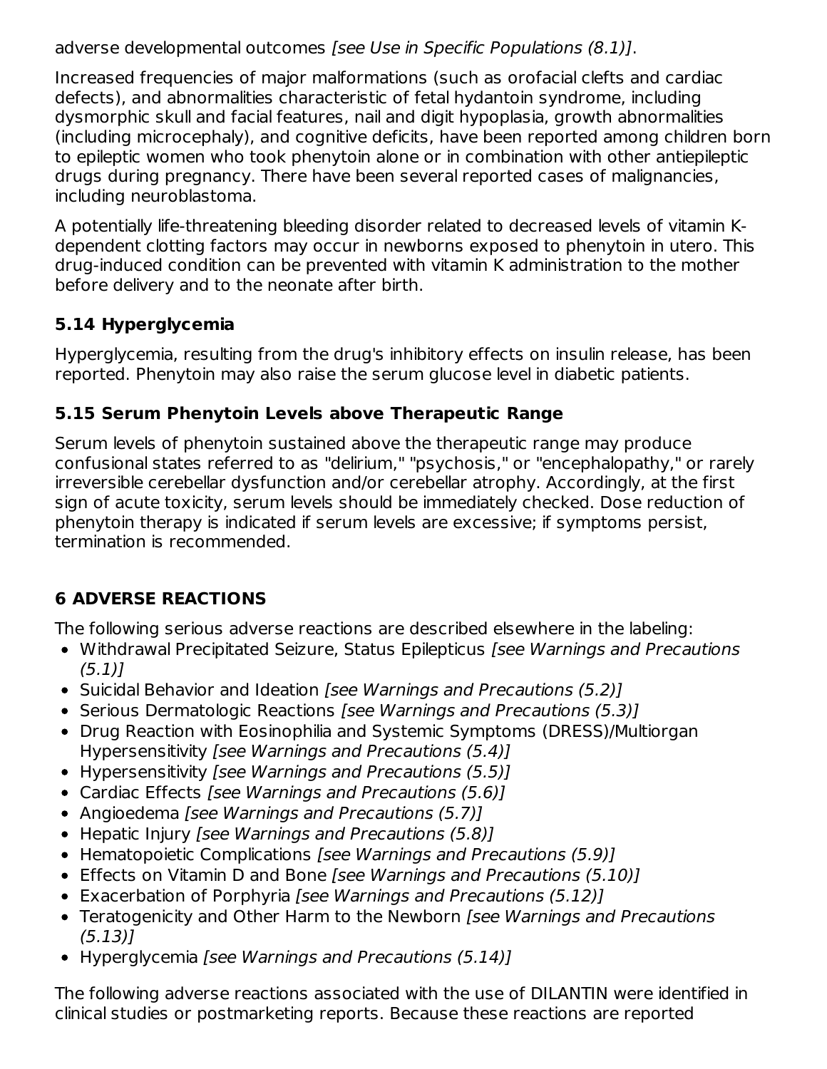adverse developmental outcomes *[see Use in Specific Populations (8.1)]*.

Increased frequencies of major malformations (such as orofacial clefts and cardiac defects), and abnormalities characteristic of fetal hydantoin syndrome, including dysmorphic skull and facial features, nail and digit hypoplasia, growth abnormalities (including microcephaly), and cognitive deficits, have been reported among children born to epileptic women who took phenytoin alone or in combination with other antiepileptic drugs during pregnancy. There have been several reported cases of malignancies, including neuroblastoma.

A potentially life-threatening bleeding disorder related to decreased levels of vitamin K-dependent clotting factors may occur in newborns exposed to phenytoin in utero. This drug-induced condition can be prevented with vitamin K administration to the mother before delivery and to the neonate after birth.

### 5.14 Hyperglycemia

Hyperglycemia, resulting from the drug's inhibitory effects on insulin release, has been reported. Phenytoin may also raise the serum glucose level in diabetic patients.

### 5.15 Serum Phenytoin Levels above Therapeutic Range

Serum levels of phenytoin sustained above the therapeutic range may produce confusional states referred to as "delirium," "psychosis," or "encephalopathy," or rarely irreversible cerebellar dysfunction and/or cerebellar atrophy. Accordingly, at the first sign of acute toxicity, serum levels should be immediately checked. Dose reduction of phenytoin therapy is indicated if serum levels are excessive; if symptoms persist, termination is recommended.

## 6 ADVERSE REACTIONS

The following serious adverse reactions are described elsewhere in the labeling:

- Withdrawal Precipitated Seizure, Status Epilepticus *[see Warnings and Precautions (5.1)]*
- Suicidal Behavior and Ideation *[see Warnings and Precautions (5.2)]*
- Serious Dermatologic Reactions *[see Warnings and Precautions (5.3)]*
- Drug Reaction with Eosinophilia and Systemic Symptoms (DRESS)/Multiorgan Hypersensitivity *[see Warnings and Precautions (5.4)]*
- Hypersensitivity *[see Warnings and Precautions (5.5)]*
- Cardiac Effects *[see Warnings and Precautions (5.6)]*
- Angioedema *[see Warnings and Precautions (5.7)]*
- Hepatic Injury *[see Warnings and Precautions (5.8)]*
- Hematopoietic Complications *[see Warnings and Precautions (5.9)]*
- Effects on Vitamin D and Bone *[see Warnings and Precautions (5.10)]*
- Exacerbation of Porphyria *[see Warnings and Precautions (5.12)]*
- Teratogenicity and Other Harm to the Newborn *[see Warnings and Precautions (5.13)]*
- Hyperglycemia *[see Warnings and Precautions (5.14)]*

The following adverse reactions associated with the use of DILANTIN were identified in clinical studies or postmarketing reports. Because these reactions are reported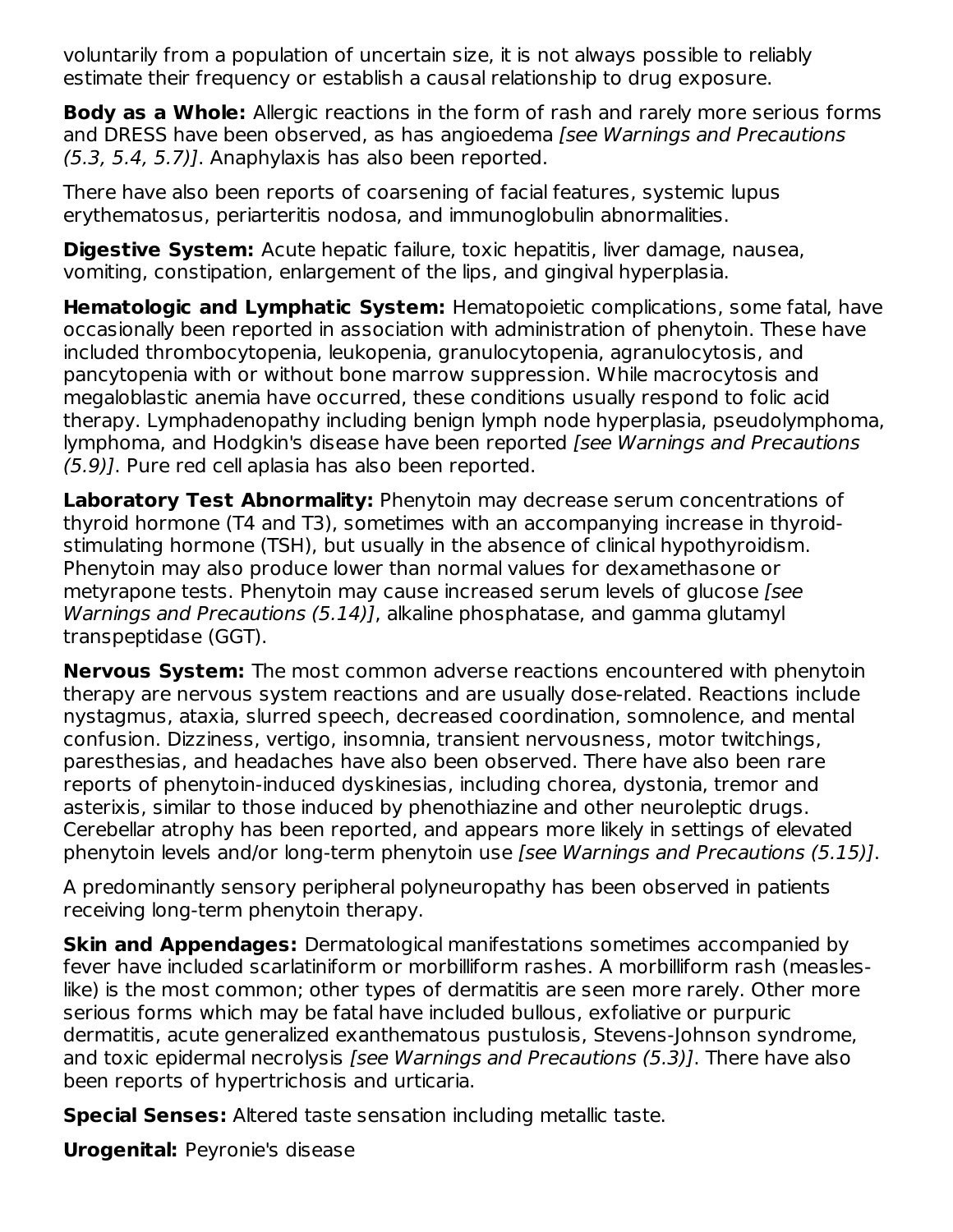voluntarily from a population of uncertain size, it is not always possible to reliably estimate their frequency or establish a causal relationship to drug exposure.

**Body as a Whole:** Allergic reactions in the form of rash and rarely more serious forms and DRESS have been observed, as has angioedema *[see Warnings and Precautions (5.3, 5.4, 5.7)]*. Anaphylaxis has also been reported.

There have also been reports of coarsening of facial features, systemic lupus erythematosus, periarteritis nodosa, and immunoglobulin abnormalities.

**Digestive System:** Acute hepatic failure, toxic hepatitis, liver damage, nausea, vomiting, constipation, enlargement of the lips, and gingival hyperplasia.

**Hematologic and Lymphatic System:** Hematopoietic complications, some fatal, have occasionally been reported in association with administration of phenytoin. These have included thrombocytopenia, leukopenia, granulocytopenia, agranulocytosis, and pancytopenia with or without bone marrow suppression. While macrocytosis and megaloblastic anemia have occurred, these conditions usually respond to folic acid therapy. Lymphadenopathy including benign lymph node hyperplasia, pseudolymphoma, lymphoma, and Hodgkin's disease have been reported *[see Warnings and Precautions (5.9)]*. Pure red cell aplasia has also been reported.

**Laboratory Test Abnormality:** Phenytoin may decrease serum concentrations of thyroid hormone (T4 and T3), sometimes with an accompanying increase in thyroid-stimulating hormone (TSH), but usually in the absence of clinical hypothyroidism. Phenytoin may also produce lower than normal values for dexamethasone or metyrapone tests. Phenytoin may cause increased serum levels of glucose *[see Warnings and Precautions (5.14)]*, alkaline phosphatase, and gamma glutamyl transpeptidase (GGT).

**Nervous System:** The most common adverse reactions encountered with phenytoin therapy are nervous system reactions and are usually dose-related. Reactions include nystagmus, ataxia, slurred speech, decreased coordination, somnolence, and mental confusion. Dizziness, vertigo, insomnia, transient nervousness, motor twitchings, paresthesias, and headaches have also been observed. There have also been rare reports of phenytoin-induced dyskinesias, including chorea, dystonia, tremor and asterixis, similar to those induced by phenothiazine and other neuroleptic drugs. Cerebellar atrophy has been reported, and appears more likely in settings of elevated phenytoin levels and/or long-term phenytoin use *[see Warnings and Precautions (5.15)]*.

A predominantly sensory peripheral polyneuropathy has been observed in patients receiving long-term phenytoin therapy.

**Skin and Appendages:** Dermatological manifestations sometimes accompanied by fever have included scarlatiniform or morbilliform rashes. A morbilliform rash (measles-like) is the most common; other types of dermatitis are seen more rarely. Other more serious forms which may be fatal have included bullous, exfoliative or purpuric dermatitis, acute generalized exanthematous pustulosis, Stevens-Johnson syndrome, and toxic epidermal necrolysis *[see Warnings and Precautions (5.3)]*. There have also been reports of hypertrichosis and urticaria.

**Special Senses:** Altered taste sensation including metallic taste.

**Urogenital:** Peyronie's disease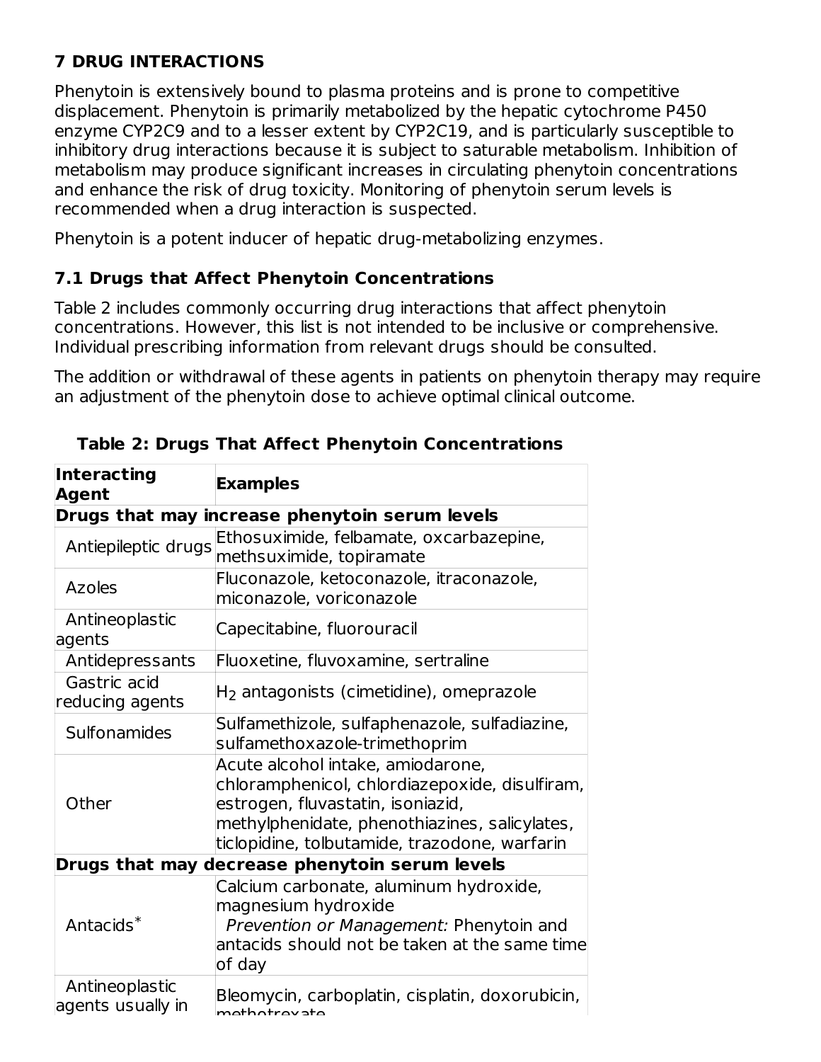## 7 DRUG INTERACTIONS

Phenytoin is extensively bound to plasma proteins and is prone to competitive displacement. Phenytoin is primarily metabolized by the hepatic cytochrome P450 enzyme CYP2C9 and to a lesser extent by CYP2C19, and is particularly susceptible to inhibitory drug interactions because it is subject to saturable metabolism. Inhibition of metabolism may produce significant increases in circulating phenytoin concentrations and enhance the risk of drug toxicity. Monitoring of phenytoin serum levels is recommended when a drug interaction is suspected.

Phenytoin is a potent inducer of hepatic drug-metabolizing enzymes.

### 7.1 Drugs that Affect Phenytoin Concentrations

Table 2 includes commonly occurring drug interactions that affect phenytoin concentrations. However, this list is not intended to be inclusive or comprehensive. Individual prescribing information from relevant drugs should be consulted.

The addition or withdrawal of these agents in patients on phenytoin therapy may require an adjustment of the phenytoin dose to achieve optimal clinical outcome.

**Table 2: Drugs That Affect Phenytoin Concentrations**

| Interacting Agent | Examples |
|---|---|
| **Drugs that may increase phenytoin serum levels** | |
| Antiepileptic drugs | Ethosuximide, felbamate, oxcarbazepine, methsuximide, topiramate |
| Azoles | Fluconazole, ketoconazole, itraconazole, miconazole, voriconazole |
| Antineoplastic agents | Capecitabine, fluorouracil |
| Antidepressants | Fluoxetine, fluvoxamine, sertraline |
| Gastric acid reducing agents | $H_2$ antagonists (cimetidine), omeprazole |
| Sulfonamides | Sulfamethizole, sulfaphenazole, sulfadiazine, sulfamethoxazole-trimethoprim |
| Other | Acute alcohol intake, amiodarone, chloramphenicol, chlordiazepoxide, disulfiram, estrogen, fluvastatin, isoniazid, methylphenidate, phenothiazines, salicylates, ticlopidine, tolbutamide, trazodone, warfarin |
| **Drugs that may decrease phenytoin serum levels** | |
| Antacids* | Calcium carbonate, aluminum hydroxide, magnesium hydroxide *Prevention or Management:* Phenytoin and antacids should not be taken at the same time of day |
| Antineoplastic agents usually in | Bleomycin, carboplatin, cisplatin, doxorubicin, methotrexate |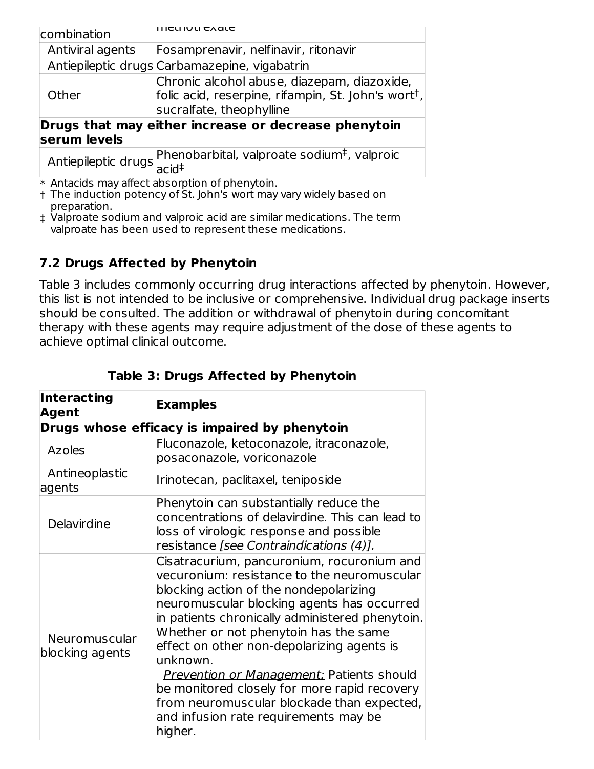| | |
|---|---|
| combination | methotrexate |
| Antiviral agents | Fosamprenavir, nelfinavir, ritonavir |
| Antiepileptic drugs | Carbamazepine, vigabatrin |
| Other | Chronic alcohol abuse, diazepam, diazoxide, folic acid, reserpine, rifampin, St. John's wort†, sucralfate, theophylline |
| **Drugs that may either increase or decrease phenytoin serum levels** | |
| Antiepileptic drugs | Phenobarbital, valproate sodium‡, valproic acid‡ |

\* Antacids may affect absorption of phenytoin.
† The induction potency of St. John's wort may vary widely based on preparation.
‡ Valproate sodium and valproic acid are similar medications. The term valproate has been used to represent these medications.

## 7.2 Drugs Affected by Phenytoin

Table 3 includes commonly occurring drug interactions affected by phenytoin. However, this list is not intended to be inclusive or comprehensive. Individual drug package inserts should be consulted. The addition or withdrawal of phenytoin during concomitant therapy with these agents may require adjustment of the dose of these agents to achieve optimal clinical outcome.

**Table 3: Drugs Affected by Phenytoin**

| Interacting Agent | Examples |
|---|---|
| **Drugs whose efficacy is impaired by phenytoin** | |
| Azoles | Fluconazole, ketoconazole, itraconazole, posaconazole, voriconazole |
| Antineoplastic agents | Irinotecan, paclitaxel, teniposide |
| Delavirdine | Phenytoin can substantially reduce the concentrations of delavirdine. This can lead to loss of virologic response and possible resistance *[see Contraindications (4)].* |
| Neuromuscular blocking agents | Cisatracurium, pancuronium, rocuronium and vecuronium: resistance to the neuromuscular blocking action of the nondepolarizing neuromuscular blocking agents has occurred in patients chronically administered phenytoin. Whether or not phenytoin has the same effect on other non-depolarizing agents is unknown. *Prevention or Management:* Patients should be monitored closely for more rapid recovery from neuromuscular blockade than expected, and infusion rate requirements may be higher. |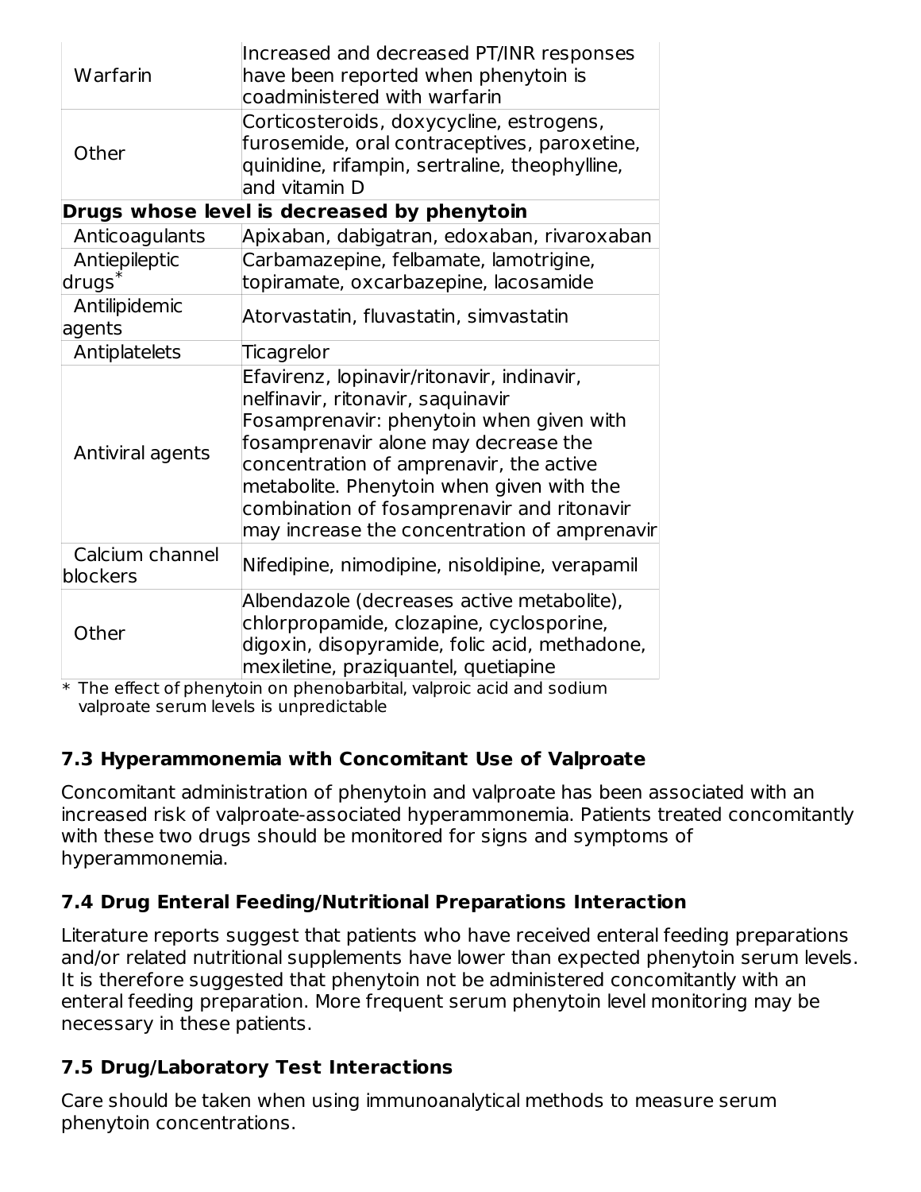| | |
|---|---|
| Warfarin | Increased and decreased PT/INR responses have been reported when phenytoin is coadministered with warfarin |
| Other | Corticosteroids, doxycycline, estrogens, furosemide, oral contraceptives, paroxetine, quinidine, rifampin, sertraline, theophylline, and vitamin D |
| **Drugs whose level is decreased by phenytoin** | |
| Anticoagulants | Apixaban, dabigatran, edoxaban, rivaroxaban |
| Antiepileptic drugs* | Carbamazepine, felbamate, lamotrigine, topiramate, oxcarbazepine, lacosamide |
| Antilipidemic agents | Atorvastatin, fluvastatin, simvastatin |
| Antiplatelets | Ticagrelor |
| Antiviral agents | Efavirenz, lopinavir/ritonavir, indinavir, nelfinavir, ritonavir, saquinavir<br>Fosamprenavir: phenytoin when given with fosamprenavir alone may decrease the concentration of amprenavir, the active metabolite. Phenytoin when given with the combination of fosamprenavir and ritonavir may increase the concentration of amprenavir |
| Calcium channel blockers | Nifedipine, nimodipine, nisoldipine, verapamil |
| Other | Albendazole (decreases active metabolite), chlorpropamide, clozapine, cyclosporine, digoxin, disopyramide, folic acid, methadone, mexiletine, praziquantel, quetiapine |

\* The effect of phenytoin on phenobarbital, valproic acid and sodium valproate serum levels is unpredictable

### 7.3 Hyperammonemia with Concomitant Use of Valproate

Concomitant administration of phenytoin and valproate has been associated with an increased risk of valproate-associated hyperammonemia. Patients treated concomitantly with these two drugs should be monitored for signs and symptoms of hyperammonemia.

### 7.4 Drug Enteral Feeding/Nutritional Preparations Interaction

Literature reports suggest that patients who have received enteral feeding preparations and/or related nutritional supplements have lower than expected phenytoin serum levels. It is therefore suggested that phenytoin not be administered concomitantly with an enteral feeding preparation. More frequent serum phenytoin level monitoring may be necessary in these patients.

### 7.5 Drug/Laboratory Test Interactions

Care should be taken when using immunoanalytical methods to measure serum phenytoin concentrations.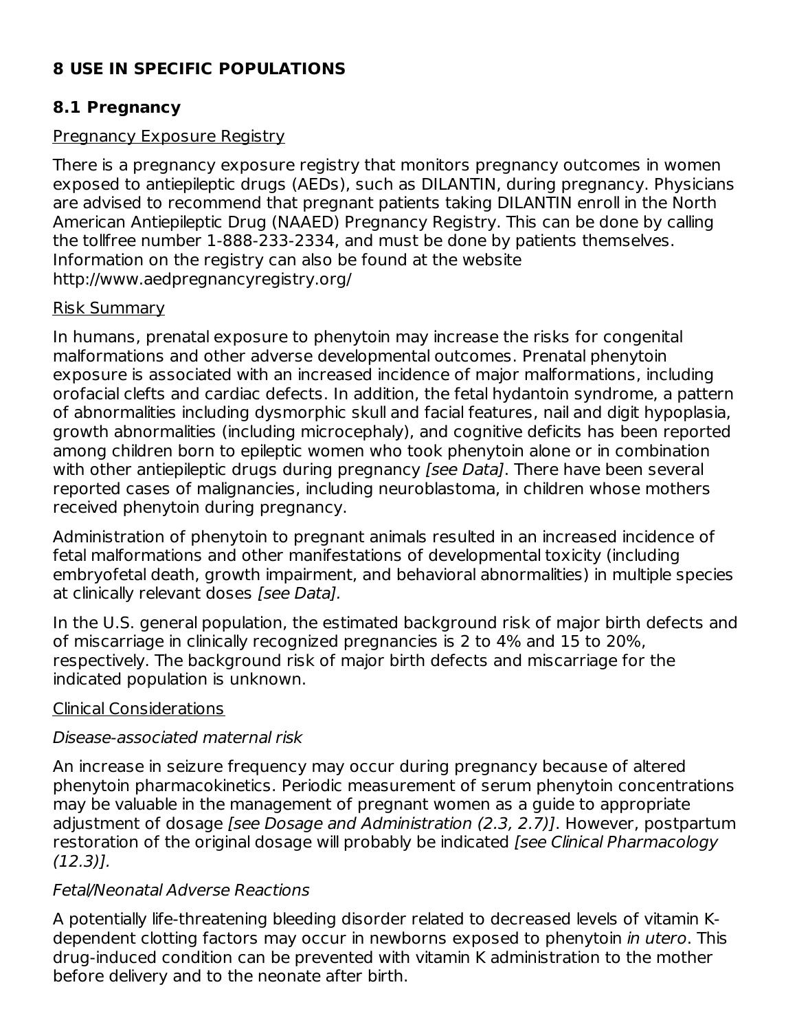## 8 USE IN SPECIFIC POPULATIONS

### 8.1 Pregnancy

Pregnancy Exposure Registry

There is a pregnancy exposure registry that monitors pregnancy outcomes in women exposed to antiepileptic drugs (AEDs), such as DILANTIN, during pregnancy. Physicians are advised to recommend that pregnant patients taking DILANTIN enroll in the North American Antiepileptic Drug (NAAED) Pregnancy Registry. This can be done by calling the tollfree number 1-888-233-2334, and must be done by patients themselves. Information on the registry can also be found at the website http://www.aedpregnancyregistry.org/

Risk Summary

In humans, prenatal exposure to phenytoin may increase the risks for congenital malformations and other adverse developmental outcomes. Prenatal phenytoin exposure is associated with an increased incidence of major malformations, including orofacial clefts and cardiac defects. In addition, the fetal hydantoin syndrome, a pattern of abnormalities including dysmorphic skull and facial features, nail and digit hypoplasia, growth abnormalities (including microcephaly), and cognitive deficits has been reported among children born to epileptic women who took phenytoin alone or in combination with other antiepileptic drugs during pregnancy *[see Data]*. There have been several reported cases of malignancies, including neuroblastoma, in children whose mothers received phenytoin during pregnancy.

Administration of phenytoin to pregnant animals resulted in an increased incidence of fetal malformations and other manifestations of developmental toxicity (including embryofetal death, growth impairment, and behavioral abnormalities) in multiple species at clinically relevant doses *[see Data].*

In the U.S. general population, the estimated background risk of major birth defects and of miscarriage in clinically recognized pregnancies is 2 to 4% and 15 to 20%, respectively. The background risk of major birth defects and miscarriage for the indicated population is unknown.

Clinical Considerations

*Disease-associated maternal risk*

An increase in seizure frequency may occur during pregnancy because of altered phenytoin pharmacokinetics. Periodic measurement of serum phenytoin concentrations may be valuable in the management of pregnant women as a guide to appropriate adjustment of dosage *[see Dosage and Administration (2.3, 2.7)]*. However, postpartum restoration of the original dosage will probably be indicated *[see Clinical Pharmacology (12.3)].*

*Fetal/Neonatal Adverse Reactions*

A potentially life-threatening bleeding disorder related to decreased levels of vitamin K-dependent clotting factors may occur in newborns exposed to phenytoin *in utero*. This drug-induced condition can be prevented with vitamin K administration to the mother before delivery and to the neonate after birth.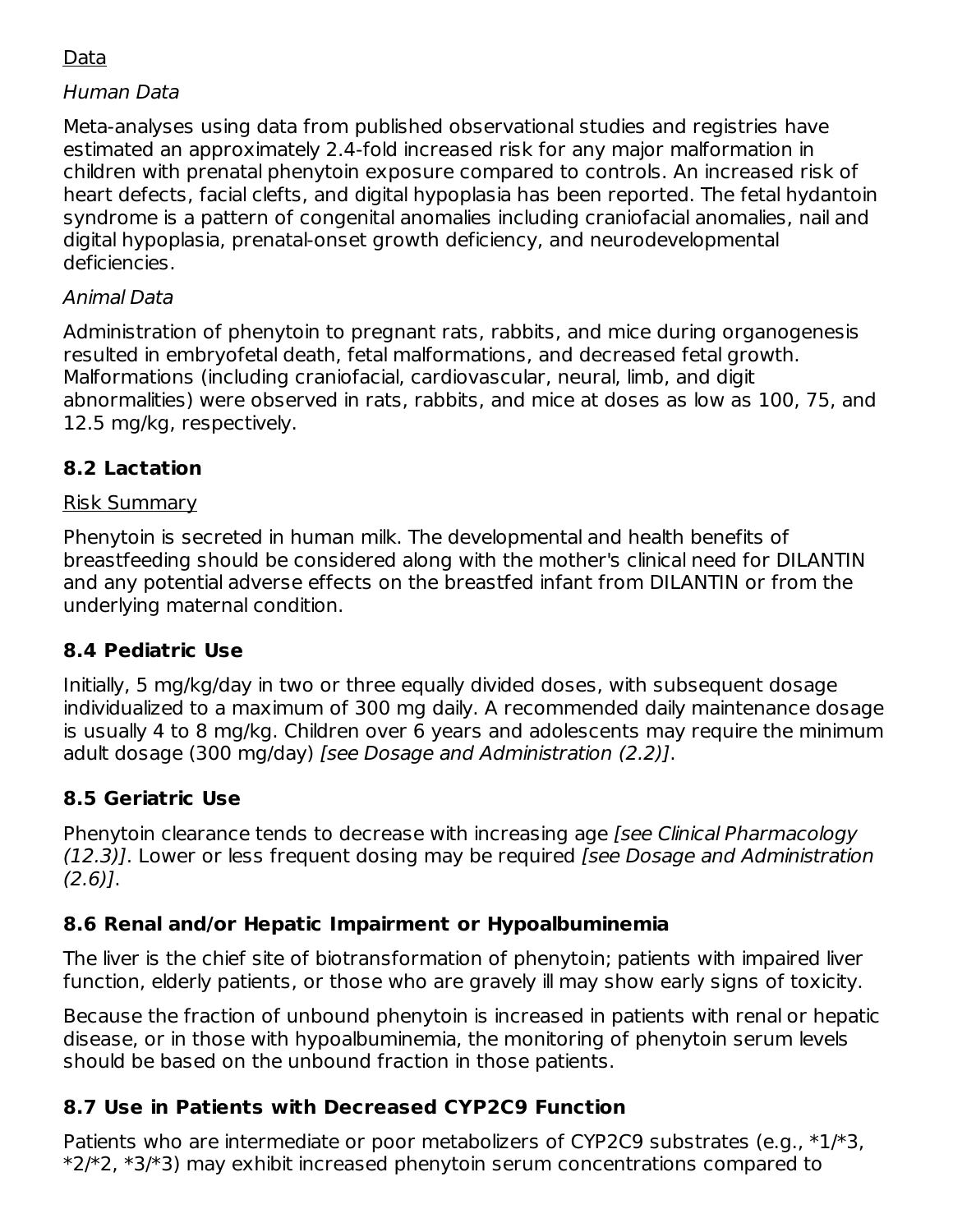Data

*Human Data*

Meta-analyses using data from published observational studies and registries have estimated an approximately 2.4-fold increased risk for any major malformation in children with prenatal phenytoin exposure compared to controls. An increased risk of heart defects, facial clefts, and digital hypoplasia has been reported. The fetal hydantoin syndrome is a pattern of congenital anomalies including craniofacial anomalies, nail and digital hypoplasia, prenatal-onset growth deficiency, and neurodevelopmental deficiencies.

*Animal Data*

Administration of phenytoin to pregnant rats, rabbits, and mice during organogenesis resulted in embryofetal death, fetal malformations, and decreased fetal growth. Malformations (including craniofacial, cardiovascular, neural, limb, and digit abnormalities) were observed in rats, rabbits, and mice at doses as low as 100, 75, and 12.5 mg/kg, respectively.

## 8.2 Lactation

Risk Summary

Phenytoin is secreted in human milk. The developmental and health benefits of breastfeeding should be considered along with the mother's clinical need for DILANTIN and any potential adverse effects on the breastfed infant from DILANTIN or from the underlying maternal condition.

## 8.4 Pediatric Use

Initially, 5 mg/kg/day in two or three equally divided doses, with subsequent dosage individualized to a maximum of 300 mg daily. A recommended daily maintenance dosage is usually 4 to 8 mg/kg. Children over 6 years and adolescents may require the minimum adult dosage (300 mg/day) *[see Dosage and Administration (2.2)]*.

## 8.5 Geriatric Use

Phenytoin clearance tends to decrease with increasing age *[see Clinical Pharmacology (12.3)]*. Lower or less frequent dosing may be required *[see Dosage and Administration (2.6)]*.

## 8.6 Renal and/or Hepatic Impairment or Hypoalbuminemia

The liver is the chief site of biotransformation of phenytoin; patients with impaired liver function, elderly patients, or those who are gravely ill may show early signs of toxicity.

Because the fraction of unbound phenytoin is increased in patients with renal or hepatic disease, or in those with hypoalbuminemia, the monitoring of phenytoin serum levels should be based on the unbound fraction in those patients.

## 8.7 Use in Patients with Decreased CYP2C9 Function

Patients who are intermediate or poor metabolizers of CYP2C9 substrates (e.g., *1/*3, *2/*2, *3/*3) may exhibit increased phenytoin serum concentrations compared to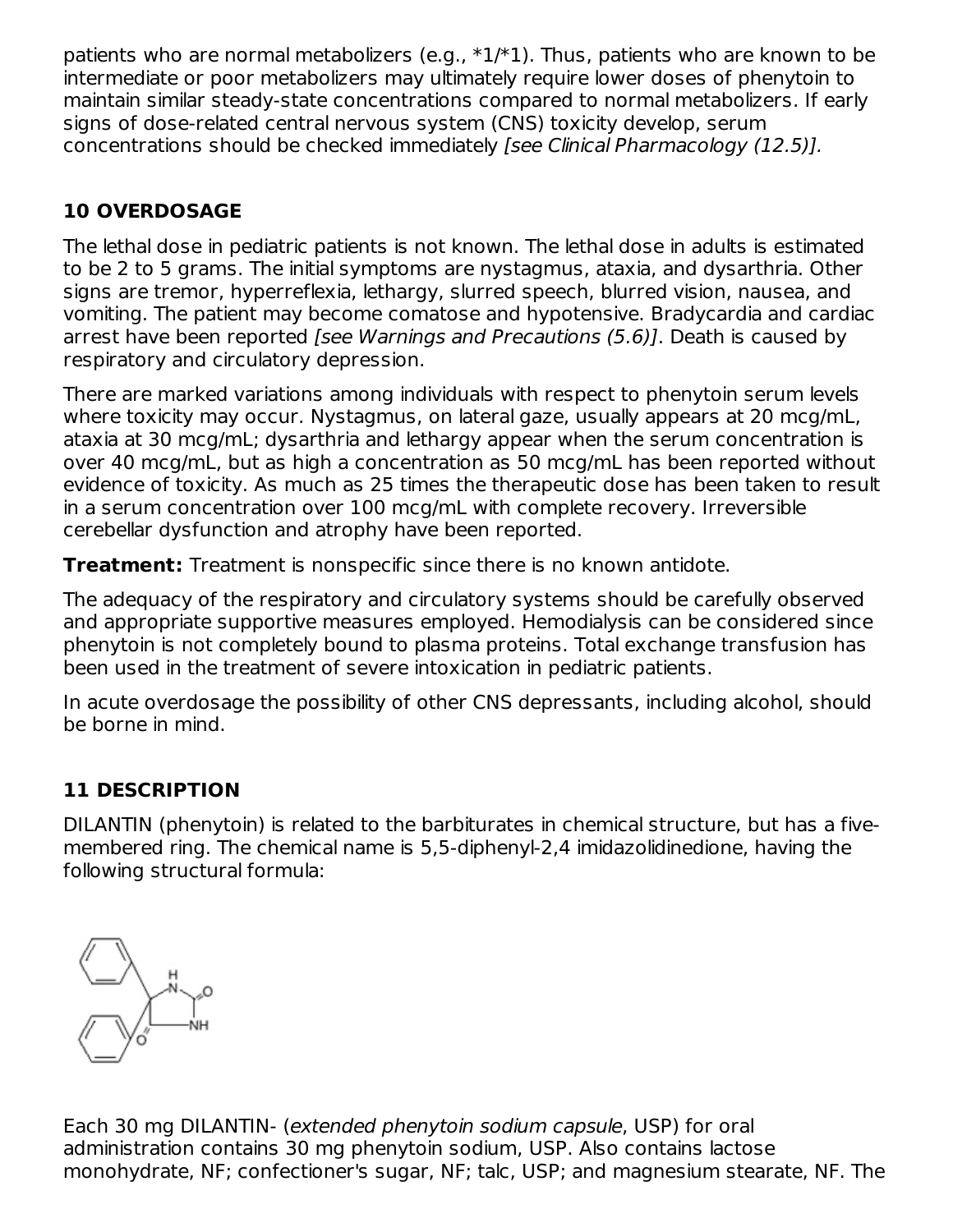patients who are normal metabolizers (e.g., *1/*1). Thus, patients who are known to be intermediate or poor metabolizers may ultimately require lower doses of phenytoin to maintain similar steady-state concentrations compared to normal metabolizers. If early signs of dose-related central nervous system (CNS) toxicity develop, serum concentrations should be checked immediately *[see Clinical Pharmacology (12.5)].*

## 10 OVERDOSAGE

The lethal dose in pediatric patients is not known. The lethal dose in adults is estimated to be 2 to 5 grams. The initial symptoms are nystagmus, ataxia, and dysarthria. Other signs are tremor, hyperreflexia, lethargy, slurred speech, blurred vision, nausea, and vomiting. The patient may become comatose and hypotensive. Bradycardia and cardiac arrest have been reported *[see Warnings and Precautions (5.6)]*. Death is caused by respiratory and circulatory depression.

There are marked variations among individuals with respect to phenytoin serum levels where toxicity may occur. Nystagmus, on lateral gaze, usually appears at 20 mcg/mL, ataxia at 30 mcg/mL; dysarthria and lethargy appear when the serum concentration is over 40 mcg/mL, but as high a concentration as 50 mcg/mL has been reported without evidence of toxicity. As much as 25 times the therapeutic dose has been taken to result in a serum concentration over 100 mcg/mL with complete recovery. Irreversible cerebellar dysfunction and atrophy have been reported.

**Treatment:** Treatment is nonspecific since there is no known antidote.

The adequacy of the respiratory and circulatory systems should be carefully observed and appropriate supportive measures employed. Hemodialysis can be considered since phenytoin is not completely bound to plasma proteins. Total exchange transfusion has been used in the treatment of severe intoxication in pediatric patients.

In acute overdosage the possibility of other CNS depressants, including alcohol, should be borne in mind.

## 11 DESCRIPTION

DILANTIN (phenytoin) is related to the barbiturates in chemical structure, but has a five-membered ring. The chemical name is 5,5-diphenyl-2,4 imidazolidinedione, having the following structural formula:

Each 30 mg DILANTIN- (*extended phenytoin sodium capsule*, USP) for oral administration contains 30 mg phenytoin sodium, USP. Also contains lactose monohydrate, NF; confectioner's sugar, NF; talc, USP; and magnesium stearate, NF. The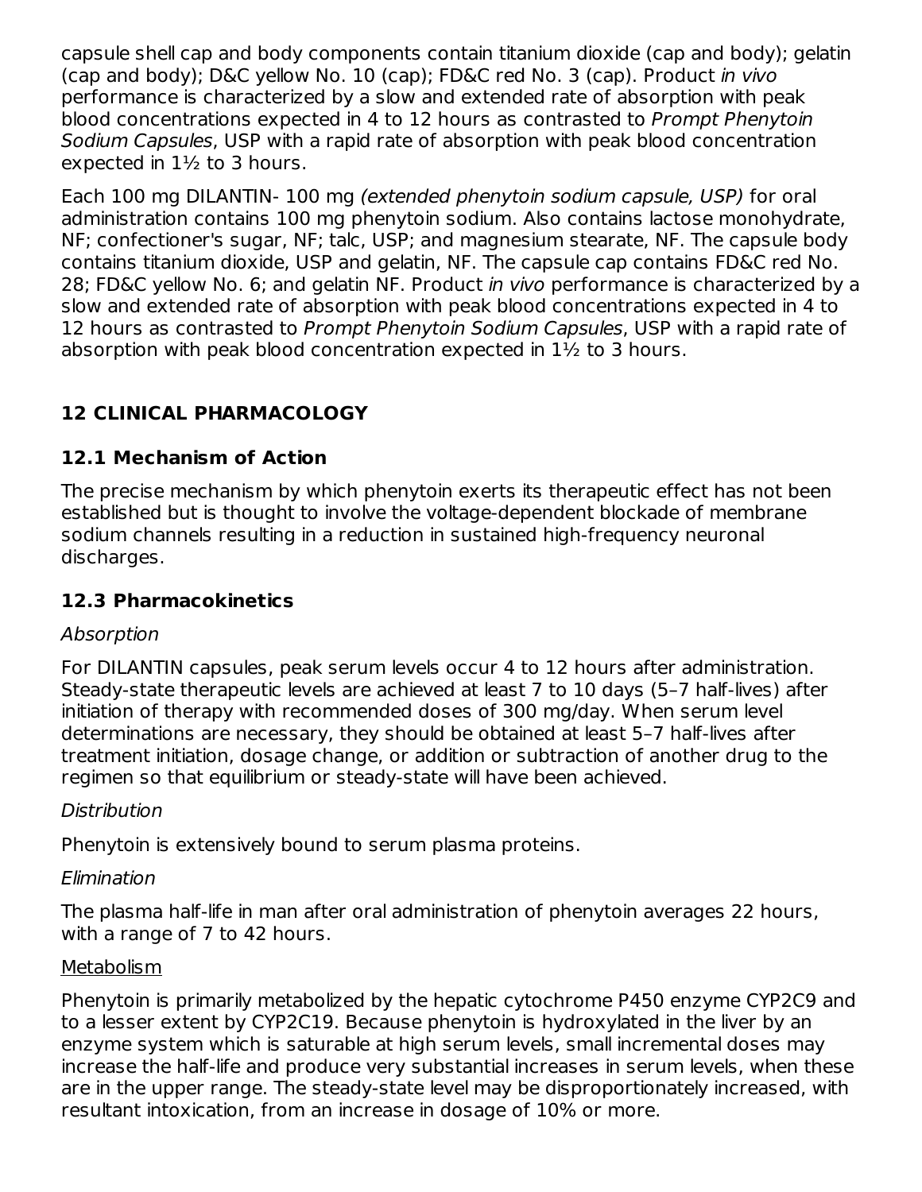capsule shell cap and body components contain titanium dioxide (cap and body); gelatin (cap and body); D&C yellow No. 10 (cap); FD&C red No. 3 (cap). Product *in vivo* performance is characterized by a slow and extended rate of absorption with peak blood concentrations expected in 4 to 12 hours as contrasted to *Prompt Phenytoin Sodium Capsules*, USP with a rapid rate of absorption with peak blood concentration expected in 1½ to 3 hours.

Each 100 mg DILANTIN- 100 mg *(extended phenytoin sodium capsule, USP)* for oral administration contains 100 mg phenytoin sodium. Also contains lactose monohydrate, NF; confectioner's sugar, NF; talc, USP; and magnesium stearate, NF. The capsule body contains titanium dioxide, USP and gelatin, NF. The capsule cap contains FD&C red No. 28; FD&C yellow No. 6; and gelatin NF. Product *in vivo* performance is characterized by a slow and extended rate of absorption with peak blood concentrations expected in 4 to 12 hours as contrasted to *Prompt Phenytoin Sodium Capsules*, USP with a rapid rate of absorption with peak blood concentration expected in 1½ to 3 hours.

## 12 CLINICAL PHARMACOLOGY

### 12.1 Mechanism of Action

The precise mechanism by which phenytoin exerts its therapeutic effect has not been established but is thought to involve the voltage-dependent blockade of membrane sodium channels resulting in a reduction in sustained high-frequency neuronal discharges.

### 12.3 Pharmacokinetics

*Absorption*

For DILANTIN capsules, peak serum levels occur 4 to 12 hours after administration. Steady-state therapeutic levels are achieved at least 7 to 10 days (5–7 half-lives) after initiation of therapy with recommended doses of 300 mg/day. When serum level determinations are necessary, they should be obtained at least 5–7 half-lives after treatment initiation, dosage change, or addition or subtraction of another drug to the regimen so that equilibrium or steady-state will have been achieved.

*Distribution*

Phenytoin is extensively bound to serum plasma proteins.

*Elimination*

The plasma half-life in man after oral administration of phenytoin averages 22 hours, with a range of 7 to 42 hours.

Metabolism

Phenytoin is primarily metabolized by the hepatic cytochrome P450 enzyme CYP2C9 and to a lesser extent by CYP2C19. Because phenytoin is hydroxylated in the liver by an enzyme system which is saturable at high serum levels, small incremental doses may increase the half-life and produce very substantial increases in serum levels, when these are in the upper range. The steady-state level may be disproportionately increased, with resultant intoxication, from an increase in dosage of 10% or more.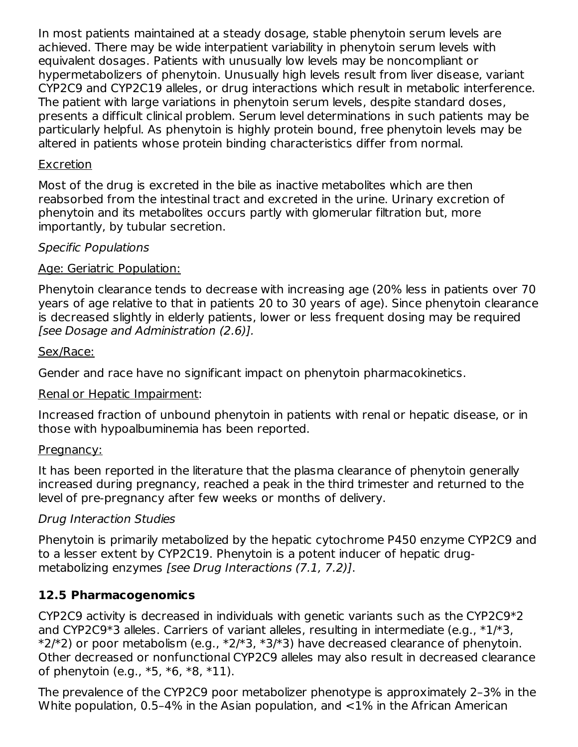In most patients maintained at a steady dosage, stable phenytoin serum levels are achieved. There may be wide interpatient variability in phenytoin serum levels with equivalent dosages. Patients with unusually low levels may be noncompliant or hypermetabolizers of phenytoin. Unusually high levels result from liver disease, variant CYP2C9 and CYP2C19 alleles, or drug interactions which result in metabolic interference. The patient with large variations in phenytoin serum levels, despite standard doses, presents a difficult clinical problem. Serum level determinations in such patients may be particularly helpful. As phenytoin is highly protein bound, free phenytoin levels may be altered in patients whose protein binding characteristics differ from normal.

<u>Excretion</u>

Most of the drug is excreted in the bile as inactive metabolites which are then reabsorbed from the intestinal tract and excreted in the urine. Urinary excretion of phenytoin and its metabolites occurs partly with glomerular filtration but, more importantly, by tubular secretion.

*Specific Populations*

<u>Age: Geriatric Population:</u>

Phenytoin clearance tends to decrease with increasing age (20% less in patients over 70 years of age relative to that in patients 20 to 30 years of age). Since phenytoin clearance is decreased slightly in elderly patients, lower or less frequent dosing may be required *[see Dosage and Administration (2.6)]*.

<u>Sex/Race:</u>

Gender and race have no significant impact on phenytoin pharmacokinetics.

<u>Renal or Hepatic Impairment</u>:

Increased fraction of unbound phenytoin in patients with renal or hepatic disease, or in those with hypoalbuminemia has been reported.

<u>Pregnancy:</u>

It has been reported in the literature that the plasma clearance of phenytoin generally increased during pregnancy, reached a peak in the third trimester and returned to the level of pre-pregnancy after few weeks or months of delivery.

*Drug Interaction Studies*

Phenytoin is primarily metabolized by the hepatic cytochrome P450 enzyme CYP2C9 and to a lesser extent by CYP2C19. Phenytoin is a potent inducer of hepatic drug-metabolizing enzymes *[see Drug Interactions (7.1, 7.2)]*.

### 12.5 Pharmacogenomics

CYP2C9 activity is decreased in individuals with genetic variants such as the CYP2C9*2 and CYP2C9*3 alleles. Carriers of variant alleles, resulting in intermediate (e.g., *1/*3, *2/*2) or poor metabolism (e.g., *2/*3, *3/*3) have decreased clearance of phenytoin. Other decreased or nonfunctional CYP2C9 alleles may also result in decreased clearance of phenytoin (e.g., *5, *6, *8, *11).

The prevalence of the CYP2C9 poor metabolizer phenotype is approximately 2–3% in the White population, 0.5–4% in the Asian population, and <1% in the African American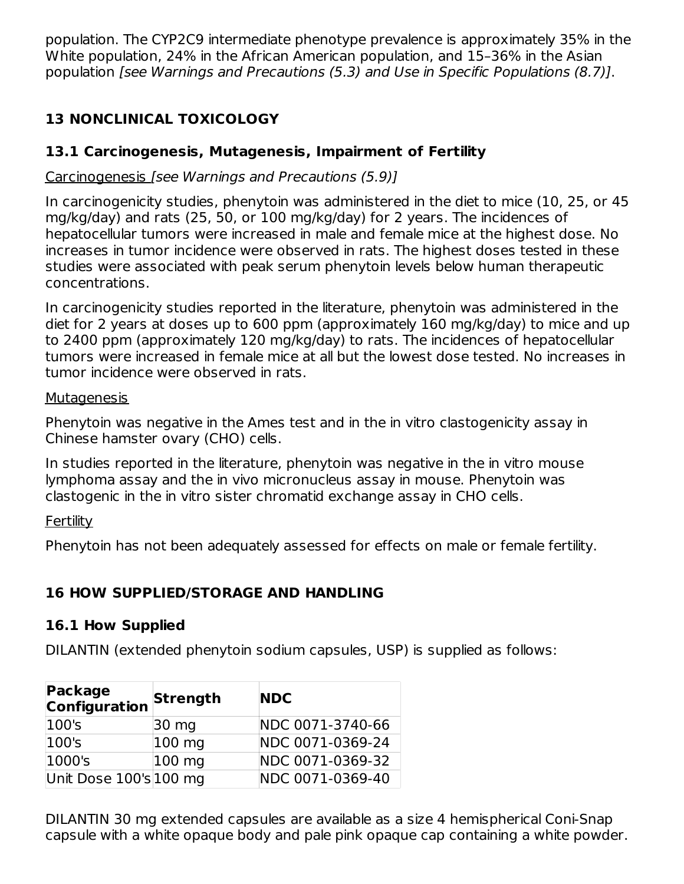population. The CYP2C9 intermediate phenotype prevalence is approximately 35% in the White population, 24% in the African American population, and 15–36% in the Asian population *[see Warnings and Precautions (5.3) and Use in Specific Populations (8.7)]*.

## 13 NONCLINICAL TOXICOLOGY

### 13.1 Carcinogenesis, Mutagenesis, Impairment of Fertility

Carcinogenesis *[see Warnings and Precautions (5.9)]*

In carcinogenicity studies, phenytoin was administered in the diet to mice (10, 25, or 45 mg/kg/day) and rats (25, 50, or 100 mg/kg/day) for 2 years. The incidences of hepatocellular tumors were increased in male and female mice at the highest dose. No increases in tumor incidence were observed in rats. The highest doses tested in these studies were associated with peak serum phenytoin levels below human therapeutic concentrations.

In carcinogenicity studies reported in the literature, phenytoin was administered in the diet for 2 years at doses up to 600 ppm (approximately 160 mg/kg/day) to mice and up to 2400 ppm (approximately 120 mg/kg/day) to rats. The incidences of hepatocellular tumors were increased in female mice at all but the lowest dose tested. No increases in tumor incidence were observed in rats.

Mutagenesis

Phenytoin was negative in the Ames test and in the in vitro clastogenicity assay in Chinese hamster ovary (CHO) cells.

In studies reported in the literature, phenytoin was negative in the in vitro mouse lymphoma assay and the in vivo micronucleus assay in mouse. Phenytoin was clastogenic in the in vitro sister chromatid exchange assay in CHO cells.

Fertility

Phenytoin has not been adequately assessed for effects on male or female fertility.

## 16 HOW SUPPLIED/STORAGE AND HANDLING

### 16.1 How Supplied

DILANTIN (extended phenytoin sodium capsules, USP) is supplied as follows:

| Package Configuration | Strength | NDC |
|---|---|---|
| 100's | 30 mg | NDC 0071-3740-66 |
| 100's | 100 mg | NDC 0071-0369-24 |
| 1000's | 100 mg | NDC 0071-0369-32 |
| Unit Dose 100's | 100 mg | NDC 0071-0369-40 |

DILANTIN 30 mg extended capsules are available as a size 4 hemispherical Coni-Snap capsule with a white opaque body and pale pink opaque cap containing a white powder.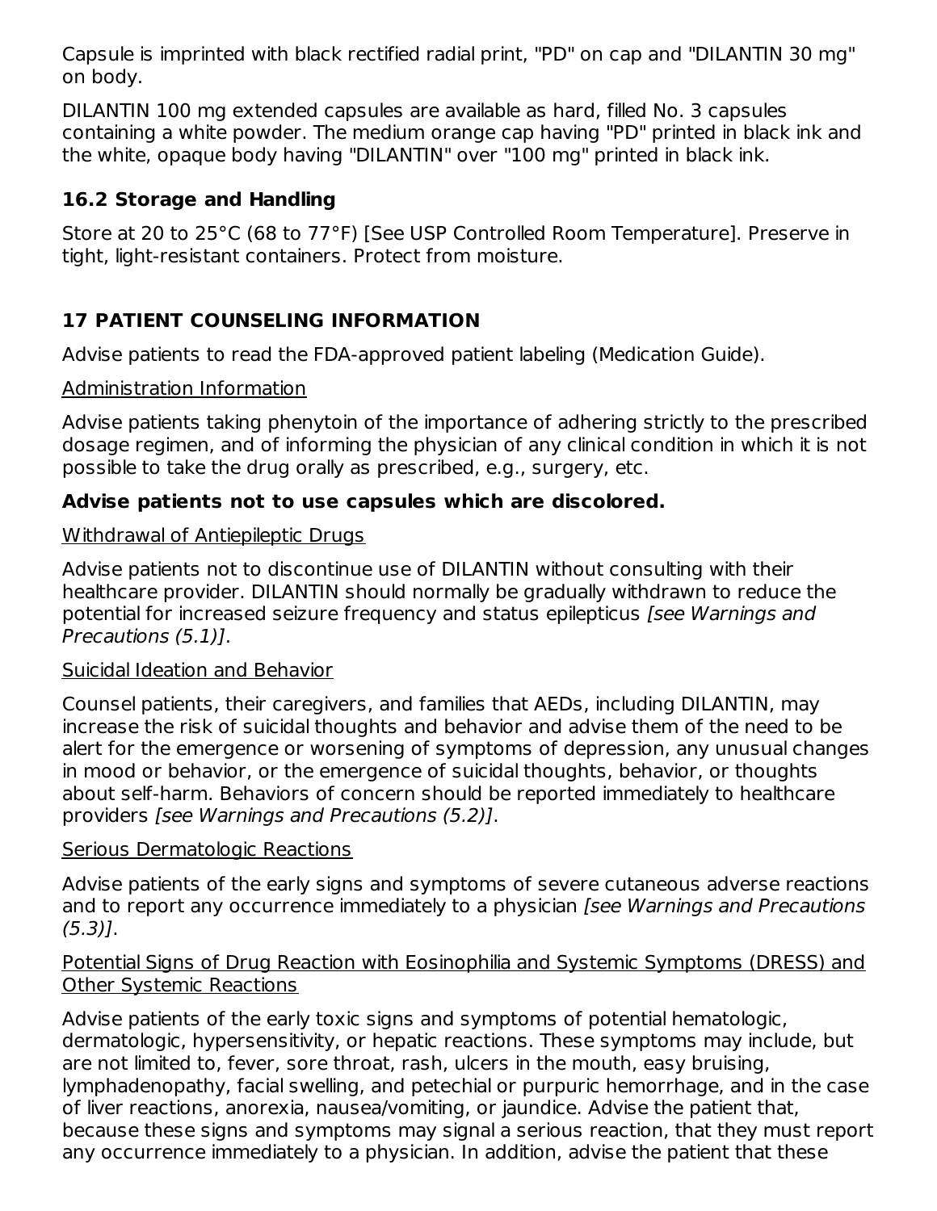Capsule is imprinted with black rectified radial print, "PD" on cap and "DILANTIN 30 mg" on body.

DILANTIN 100 mg extended capsules are available as hard, filled No. 3 capsules containing a white powder. The medium orange cap having "PD" printed in black ink and the white, opaque body having "DILANTIN" over "100 mg" printed in black ink.

### 16.2 Storage and Handling

Store at 20 to 25°C (68 to 77°F) [See USP Controlled Room Temperature]. Preserve in tight, light-resistant containers. Protect from moisture.

## 17 PATIENT COUNSELING INFORMATION

Advise patients to read the FDA-approved patient labeling (Medication Guide).

Administration Information

Advise patients taking phenytoin of the importance of adhering strictly to the prescribed dosage regimen, and of informing the physician of any clinical condition in which it is not possible to take the drug orally as prescribed, e.g., surgery, etc.

**Advise patients not to use capsules which are discolored.**

Withdrawal of Antiepileptic Drugs

Advise patients not to discontinue use of DILANTIN without consulting with their healthcare provider. DILANTIN should normally be gradually withdrawn to reduce the potential for increased seizure frequency and status epilepticus *[see Warnings and Precautions (5.1)]*.

Suicidal Ideation and Behavior

Counsel patients, their caregivers, and families that AEDs, including DILANTIN, may increase the risk of suicidal thoughts and behavior and advise them of the need to be alert for the emergence or worsening of symptoms of depression, any unusual changes in mood or behavior, or the emergence of suicidal thoughts, behavior, or thoughts about self-harm. Behaviors of concern should be reported immediately to healthcare providers *[see Warnings and Precautions (5.2)]*.

Serious Dermatologic Reactions

Advise patients of the early signs and symptoms of severe cutaneous adverse reactions and to report any occurrence immediately to a physician *[see Warnings and Precautions (5.3)]*.

Potential Signs of Drug Reaction with Eosinophilia and Systemic Symptoms (DRESS) and Other Systemic Reactions

Advise patients of the early toxic signs and symptoms of potential hematologic, dermatologic, hypersensitivity, or hepatic reactions. These symptoms may include, but are not limited to, fever, sore throat, rash, ulcers in the mouth, easy bruising, lymphadenopathy, facial swelling, and petechial or purpuric hemorrhage, and in the case of liver reactions, anorexia, nausea/vomiting, or jaundice. Advise the patient that, because these signs and symptoms may signal a serious reaction, that they must report any occurrence immediately to a physician. In addition, advise the patient that these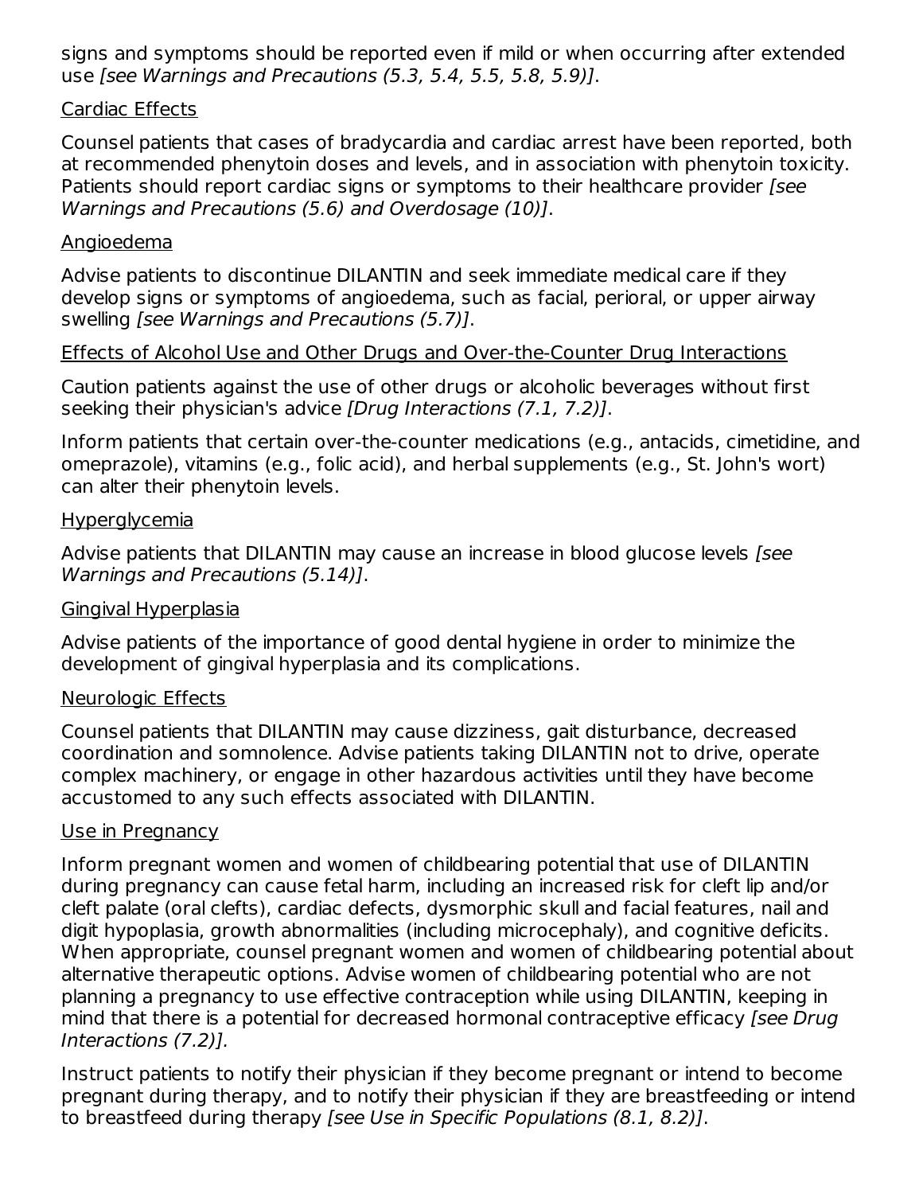signs and symptoms should be reported even if mild or when occurring after extended use *[see Warnings and Precautions (5.3, 5.4, 5.5, 5.8, 5.9)]*.

Cardiac Effects

Counsel patients that cases of bradycardia and cardiac arrest have been reported, both at recommended phenytoin doses and levels, and in association with phenytoin toxicity. Patients should report cardiac signs or symptoms to their healthcare provider *[see Warnings and Precautions (5.6) and Overdosage (10)]*.

Angioedema

Advise patients to discontinue DILANTIN and seek immediate medical care if they develop signs or symptoms of angioedema, such as facial, perioral, or upper airway swelling *[see Warnings and Precautions (5.7)]*.

Effects of Alcohol Use and Other Drugs and Over-the-Counter Drug Interactions

Caution patients against the use of other drugs or alcoholic beverages without first seeking their physician's advice *[Drug Interactions (7.1, 7.2)]*.

Inform patients that certain over-the-counter medications (e.g., antacids, cimetidine, and omeprazole), vitamins (e.g., folic acid), and herbal supplements (e.g., St. John's wort) can alter their phenytoin levels.

Hyperglycemia

Advise patients that DILANTIN may cause an increase in blood glucose levels *[see Warnings and Precautions (5.14)]*.

Gingival Hyperplasia

Advise patients of the importance of good dental hygiene in order to minimize the development of gingival hyperplasia and its complications.

Neurologic Effects

Counsel patients that DILANTIN may cause dizziness, gait disturbance, decreased coordination and somnolence. Advise patients taking DILANTIN not to drive, operate complex machinery, or engage in other hazardous activities until they have become accustomed to any such effects associated with DILANTIN.

Use in Pregnancy

Inform pregnant women and women of childbearing potential that use of DILANTIN during pregnancy can cause fetal harm, including an increased risk for cleft lip and/or cleft palate (oral clefts), cardiac defects, dysmorphic skull and facial features, nail and digit hypoplasia, growth abnormalities (including microcephaly), and cognitive deficits. When appropriate, counsel pregnant women and women of childbearing potential about alternative therapeutic options. Advise women of childbearing potential who are not planning a pregnancy to use effective contraception while using DILANTIN, keeping in mind that there is a potential for decreased hormonal contraceptive efficacy *[see Drug Interactions (7.2)]*.

Instruct patients to notify their physician if they become pregnant or intend to become pregnant during therapy, and to notify their physician if they are breastfeeding or intend to breastfeed during therapy *[see Use in Specific Populations (8.1, 8.2)]*.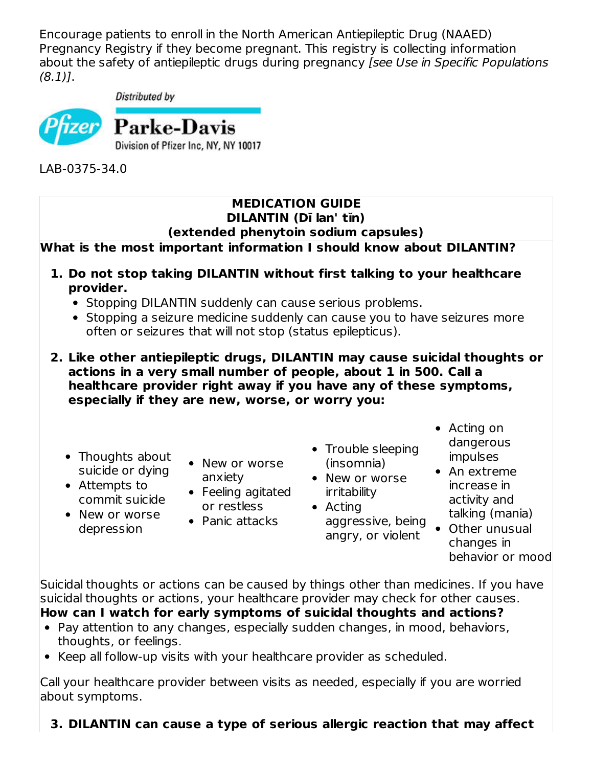Encourage patients to enroll in the North American Antiepileptic Drug (NAAED) Pregnancy Registry if they become pregnant. This registry is collecting information about the safety of antiepileptic drugs during pregnancy *[see Use in Specific Populations (8.1)]*.

Distributed by

Parke-Davis
Division of Pfizer Inc, NY, NY 10017

LAB-0375-34.0

**MEDICATION GUIDE**
**DILANTIN (Dī lan' tĭn)**
**(extended phenytoin sodium capsules)**

**What is the most important information I should know about DILANTIN?**

1. **Do not stop taking DILANTIN without first talking to your healthcare provider.**
   - Stopping DILANTIN suddenly can cause serious problems.
   - Stopping a seizure medicine suddenly can cause you to have seizures more often or seizures that will not stop (status epilepticus).
2. **Like other antiepileptic drugs, DILANTIN may cause suicidal thoughts or actions in a very small number of people, about 1 in 500. Call a healthcare provider right away if you have any of these symptoms, especially if they are new, worse, or worry you:**

- Thoughts about suicide or dying
- Attempts to commit suicide
- New or worse depression
- New or worse anxiety
- Feeling agitated or restless
- Panic attacks
- Trouble sleeping (insomnia)
- New or worse irritability
- Acting aggressive, being angry, or violent
- Acting on dangerous impulses
- An extreme increase in activity and talking (mania)
- Other unusual changes in behavior or mood

Suicidal thoughts or actions can be caused by things other than medicines. If you have suicidal thoughts or actions, your healthcare provider may check for other causes.

**How can I watch for early symptoms of suicidal thoughts and actions?**

- Pay attention to any changes, especially sudden changes, in mood, behaviors, thoughts, or feelings.
- Keep all follow-up visits with your healthcare provider as scheduled.

Call your healthcare provider between visits as needed, especially if you are worried about symptoms.

3. **DILANTIN can cause a type of serious allergic reaction that may affect**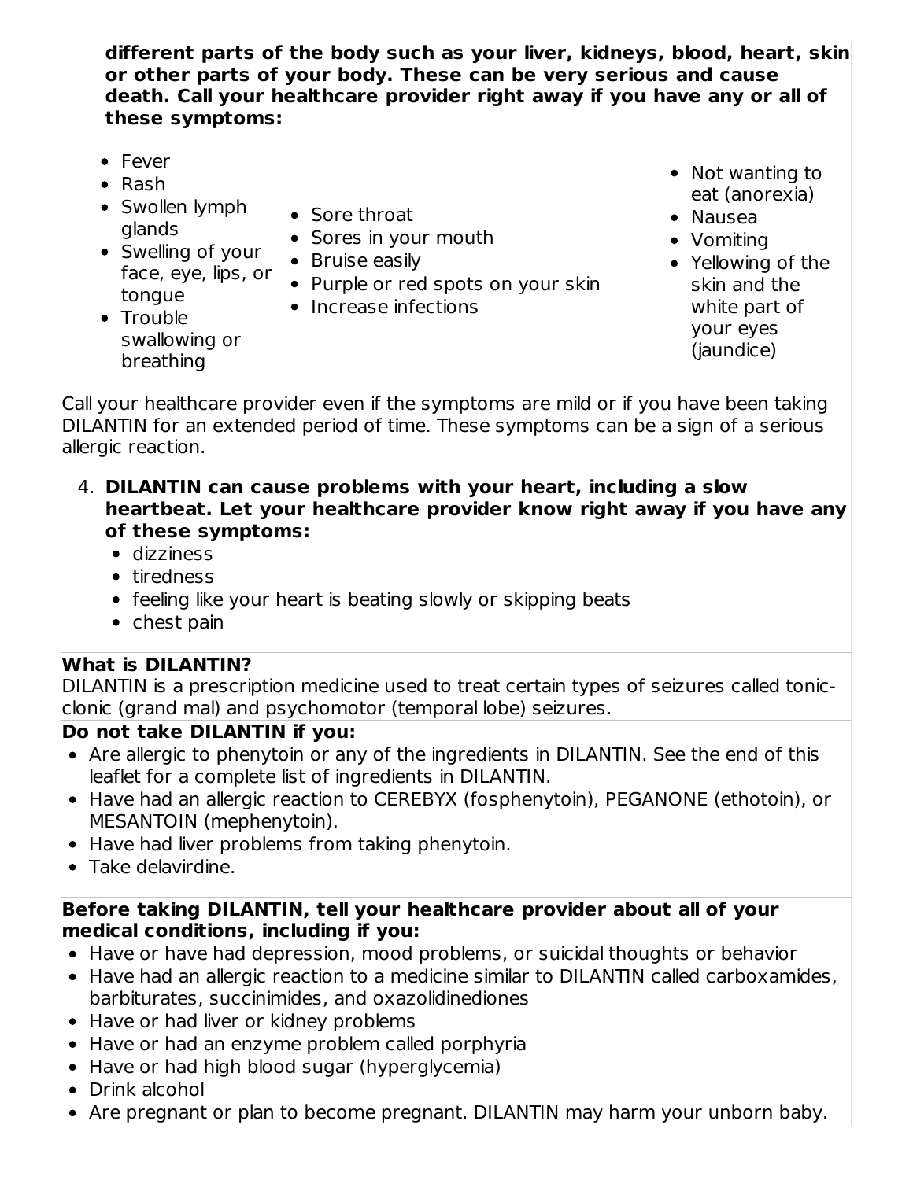**different parts of the body such as your liver, kidneys, blood, heart, skin or other parts of your body. These can be very serious and cause death. Call your healthcare provider right away if you have any or all of these symptoms:**

- Fever
- Rash
- Swollen lymph glands
- Swelling of your face, eye, lips, or tongue
- Trouble swallowing or breathing
- Sore throat
- Sores in your mouth
- Bruise easily
- Purple or red spots on your skin
- Increase infections
- Not wanting to eat (anorexia)
- Nausea
- Vomiting
- Yellowing of the skin and the white part of your eyes (jaundice)

Call your healthcare provider even if the symptoms are mild or if you have been taking DILANTIN for an extended period of time. These symptoms can be a sign of a serious allergic reaction.

4. **DILANTIN can cause problems with your heart, including a slow heartbeat. Let your healthcare provider know right away if you have any of these symptoms:**
   - dizziness
   - tiredness
   - feeling like your heart is beating slowly or skipping beats
   - chest pain

**What is DILANTIN?**

DILANTIN is a prescription medicine used to treat certain types of seizures called tonic-clonic (grand mal) and psychomotor (temporal lobe) seizures.

**Do not take DILANTIN if you:**

- Are allergic to phenytoin or any of the ingredients in DILANTIN. See the end of this leaflet for a complete list of ingredients in DILANTIN.
- Have had an allergic reaction to CEREBYX (fosphenytoin), PEGANONE (ethotoin), or MESANTOIN (mephenytoin).
- Have had liver problems from taking phenytoin.
- Take delavirdine.

**Before taking DILANTIN, tell your healthcare provider about all of your medical conditions, including if you:**

- Have or have had depression, mood problems, or suicidal thoughts or behavior
- Have had an allergic reaction to a medicine similar to DILANTIN called carboxamides, barbiturates, succinimides, and oxazolidinediones
- Have or had liver or kidney problems
- Have or had an enzyme problem called porphyria
- Have or had high blood sugar (hyperglycemia)
- Drink alcohol
- Are pregnant or plan to become pregnant. DILANTIN may harm your unborn baby.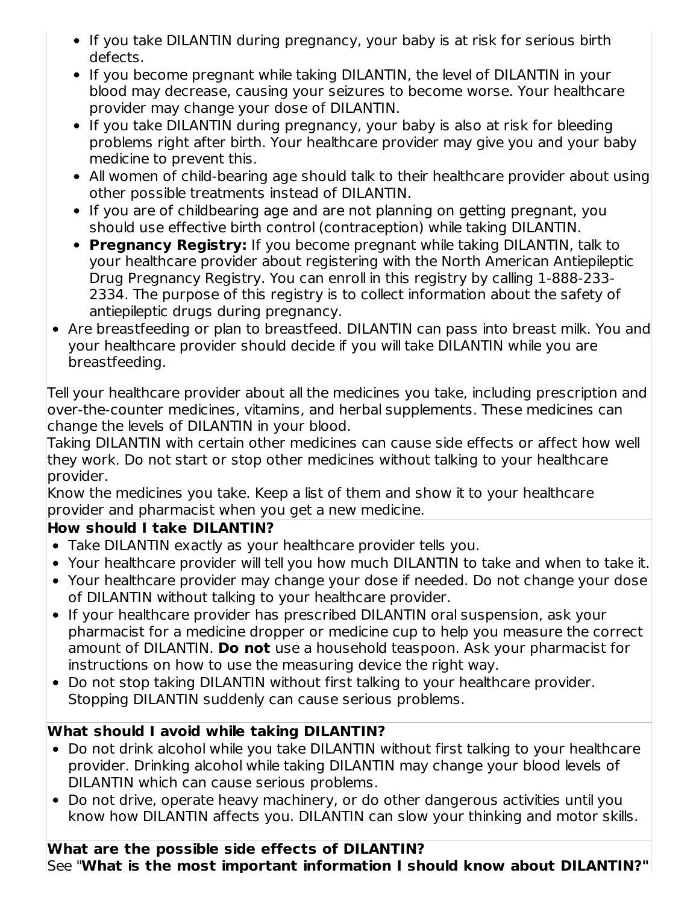- If you take DILANTIN during pregnancy, your baby is at risk for serious birth defects.
  - If you become pregnant while taking DILANTIN, the level of DILANTIN in your blood may decrease, causing your seizures to become worse. Your healthcare provider may change your dose of DILANTIN.
  - If you take DILANTIN during pregnancy, your baby is also at risk for bleeding problems right after birth. Your healthcare provider may give you and your baby medicine to prevent this.
  - All women of child-bearing age should talk to their healthcare provider about using other possible treatments instead of DILANTIN.
  - If you are of childbearing age and are not planning on getting pregnant, you should use effective birth control (contraception) while taking DILANTIN.
  - **Pregnancy Registry:** If you become pregnant while taking DILANTIN, talk to your healthcare provider about registering with the North American Antiepileptic Drug Pregnancy Registry. You can enroll in this registry by calling 1-888-233-2334. The purpose of this registry is to collect information about the safety of antiepileptic drugs during pregnancy.
- Are breastfeeding or plan to breastfeed. DILANTIN can pass into breast milk. You and your healthcare provider should decide if you will take DILANTIN while you are breastfeeding.

Tell your healthcare provider about all the medicines you take, including prescription and over-the-counter medicines, vitamins, and herbal supplements. These medicines can change the levels of DILANTIN in your blood.
Taking DILANTIN with certain other medicines can cause side effects or affect how well they work. Do not start or stop other medicines without talking to your healthcare provider.
Know the medicines you take. Keep a list of them and show it to your healthcare provider and pharmacist when you get a new medicine.

**How should I take DILANTIN?**

- Take DILANTIN exactly as your healthcare provider tells you.
- Your healthcare provider will tell you how much DILANTIN to take and when to take it.
- Your healthcare provider may change your dose if needed. Do not change your dose of DILANTIN without talking to your healthcare provider.
- If your healthcare provider has prescribed DILANTIN oral suspension, ask your pharmacist for a medicine dropper or medicine cup to help you measure the correct amount of DILANTIN. **Do not** use a household teaspoon. Ask your pharmacist for instructions on how to use the measuring device the right way.
- Do not stop taking DILANTIN without first talking to your healthcare provider. Stopping DILANTIN suddenly can cause serious problems.

**What should I avoid while taking DILANTIN?**

- Do not drink alcohol while you take DILANTIN without first talking to your healthcare provider. Drinking alcohol while taking DILANTIN may change your blood levels of DILANTIN which can cause serious problems.
- Do not drive, operate heavy machinery, or do other dangerous activities until you know how DILANTIN affects you. DILANTIN can slow your thinking and motor skills.

**What are the possible side effects of DILANTIN?**
See "**What is the most important information I should know about DILANTIN?"**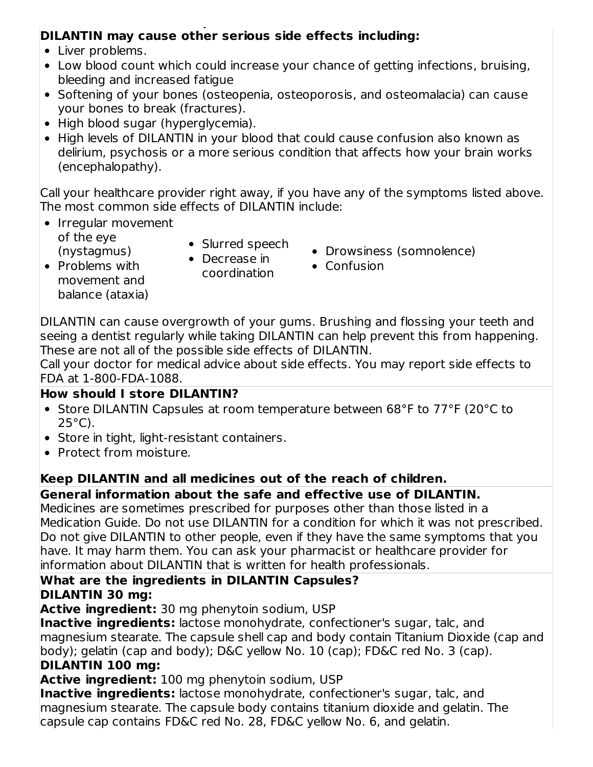**DILANTIN may cause other serious side effects including:**

- Liver problems.
- Low blood count which could increase your chance of getting infections, bruising, bleeding and increased fatigue
- Softening of your bones (osteopenia, osteoporosis, and osteomalacia) can cause your bones to break (fractures).
- High blood sugar (hyperglycemia).
- High levels of DILANTIN in your blood that could cause confusion also known as delirium, psychosis or a more serious condition that affects how your brain works (encephalopathy).

Call your healthcare provider right away, if you have any of the symptoms listed above.
The most common side effects of DILANTIN include:

- Irregular movement of the eye (nystagmus)
- Problems with movement and balance (ataxia)
- Slurred speech
- Decrease in coordination
- Drowsiness (somnolence)
- Confusion

DILANTIN can cause overgrowth of your gums. Brushing and flossing your teeth and seeing a dentist regularly while taking DILANTIN can help prevent this from happening.
These are not all of the possible side effects of DILANTIN.
Call your doctor for medical advice about side effects. You may report side effects to FDA at 1-800-FDA-1088.

**How should I store DILANTIN?**

- Store DILANTIN Capsules at room temperature between 68°F to 77°F (20°C to 25°C).
- Store in tight, light-resistant containers.
- Protect from moisture.

**Keep DILANTIN and all medicines out of the reach of children.**

**General information about the safe and effective use of DILANTIN.**

Medicines are sometimes prescribed for purposes other than those listed in a Medication Guide. Do not use DILANTIN for a condition for which it was not prescribed. Do not give DILANTIN to other people, even if they have the same symptoms that you have. It may harm them. You can ask your pharmacist or healthcare provider for information about DILANTIN that is written for health professionals.

**What are the ingredients in DILANTIN Capsules?**

**DILANTIN 30 mg:**

**Active ingredient:** 30 mg phenytoin sodium, USP

**Inactive ingredients:** lactose monohydrate, confectioner's sugar, talc, and magnesium stearate. The capsule shell cap and body contain Titanium Dioxide (cap and body); gelatin (cap and body); D&C yellow No. 10 (cap); FD&C red No. 3 (cap).

**DILANTIN 100 mg:**

**Active ingredient:** 100 mg phenytoin sodium, USP

**Inactive ingredients:** lactose monohydrate, confectioner's sugar, talc, and magnesium stearate. The capsule body contains titanium dioxide and gelatin. The capsule cap contains FD&C red No. 28, FD&C yellow No. 6, and gelatin.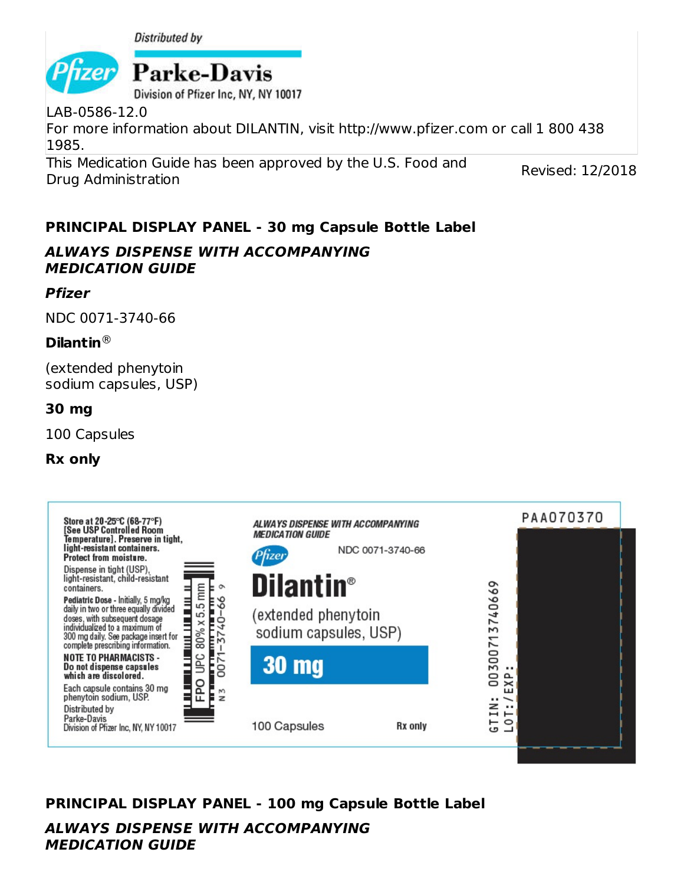Distributed by

Parke-Davis

Division of Pfizer Inc, NY, NY 10017

LAB-0586-12.0

For more information about DILANTIN, visit http://www.pfizer.com or call 1 800 438 1985.

This Medication Guide has been approved by the U.S. Food and Drug Administration

Revised: 12/2018

**PRINCIPAL DISPLAY PANEL - 30 mg Capsule Bottle Label**

***ALWAYS DISPENSE WITH ACCOMPANYING MEDICATION GUIDE***

***Pfizer***

NDC 0071-3740-66

**Dilantin®**

(extended phenytoin sodium capsules, USP)

**30 mg**

100 Capsules

**Rx only**

**Store at 20-25°C (68-77°F) [See USP Controlled Room Temperature]. Preserve in tight, light-resistant containers. Protect from moisture.**

Dispense in tight (USP), light-resistant, child-resistant containers.

**Pediatric Dose** - Initially, 5 mg/kg daily in two or three equally divided doses, with subsequent dosage individualized to a maximum of 300 mg daily. See package insert for complete prescribing information.

**NOTE TO PHARMACISTS - Do not dispense capsules which are discolored.**

Each capsule contains 30 mg phenytoin sodium, USP.

Distributed by
Parke-Davis
Division of Pfizer Inc, NY, NY 10017

FPO UPC 80% x 5.5 mm

N3 0071-3740-66 9

***ALWAYS DISPENSE WITH ACCOMPANYING MEDICATION GUIDE***

Pfizer

NDC 0071-3740-66

**Dilantin®**

(extended phenytoin sodium capsules, USP)

**30 mg**

100 Capsules

**Rx only**

PAA070370

GTIN: 00300713740669

LOT: / EXP:

**PRINCIPAL DISPLAY PANEL - 100 mg Capsule Bottle Label**

***ALWAYS DISPENSE WITH ACCOMPANYING MEDICATION GUIDE***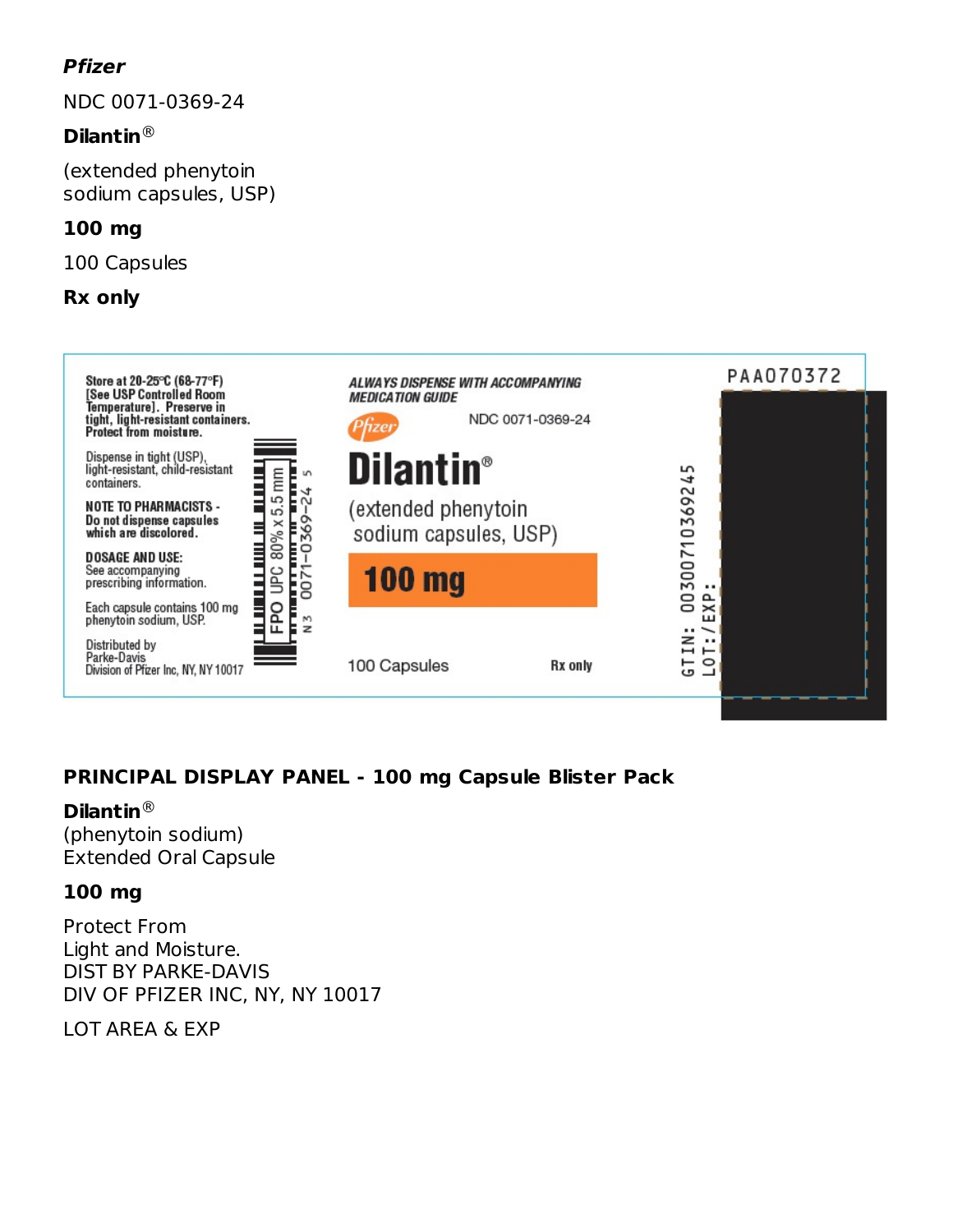**Pfizer**

NDC 0071-0369-24

**Dilantin®**

(extended phenytoin sodium capsules, USP)

**100 mg**

100 Capsules

**Rx only**

Store at 20-25°C (68-77°F) [See USP Controlled Room Temperature]. Preserve in tight, light-resistant containers. Protect from moisture.

Dispense in tight (USP), light-resistant, child-resistant containers.

**NOTE TO PHARMACISTS -** Do not dispense capsules which are discolored.

**DOSAGE AND USE:** See accompanying prescribing information.

Each capsule contains 100 mg phenytoin sodium, USP.

Distributed by Parke-Davis Division of Pfizer Inc, NY, NY 10017

FPO UPC 80% x 5.5 mm

N 3 0071-0369-24 5

*ALWAYS DISPENSE WITH ACCOMPANYING MEDICATION GUIDE*

Pfizer

NDC 0071-0369-24

**Dilantin®**

(extended phenytoin sodium capsules, USP)

**100 mg**

100 Capsules

Rx only

PAA070372

GTIN: 00300710369245

LOT:/EXP:

**PRINCIPAL DISPLAY PANEL - 100 mg Capsule Blister Pack**

**Dilantin®**
(phenytoin sodium)
Extended Oral Capsule

**100 mg**

Protect From
Light and Moisture.
DIST BY PARKE-DAVIS
DIV OF PFIZER INC, NY, NY 10017

LOT AREA & EXP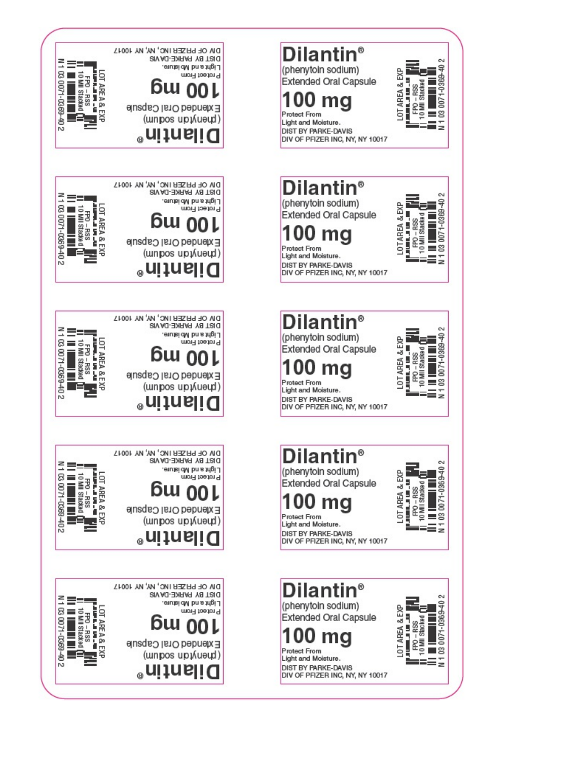Dilantin®
(phenytoin sodium)
Extended Oral Capsule
100 mg
Protect From
Light and Moisture.
DIST BY PARKE-DAVIS
DIV OF PFIZER INC, NY, NY 10017

LOT AREA & EXP
FPO – RSS
10 Mil Stacked
N 1 03 0071-0369-40 2

Dilantin®
(phenytoin sodium)
Extended Oral Capsule
100 mg
Protect From
Light and Moisture.
DIST BY PARKE-DAVIS
DIV OF PFIZER INC, NY, NY 10017

LOT AREA & EXP
FPO – RSS
10 Mil Stacked
N 1 03 0071-0369-40 2

Dilantin®
(phenytoin sodium)
Extended Oral Capsule
100 mg
Protect From
Light and Moisture.
DIST BY PARKE-DAVIS
DIV OF PFIZER INC, NY, NY 10017

LOT AREA & EXP
FPO – RSS
10 Mil Stacked
N 1 03 0071-0369-40 2

Dilantin®
(phenytoin sodium)
Extended Oral Capsule
100 mg
Protect From
Light and Moisture.
DIST BY PARKE-DAVIS
DIV OF PFIZER INC, NY, NY 10017

LOT AREA & EXP
FPO – RSS
10 Mil Stacked
N 1 03 0071-0369-40 2

Dilantin®
(phenytoin sodium)
Extended Oral Capsule
100 mg
Protect From
Light and Moisture.
DIST BY PARKE-DAVIS
DIV OF PFIZER INC, NY, NY 10017

LOT AREA & EXP
FPO – RSS
10 Mil Stacked
N 1 03 0071-0369-40 2

Dilantin®
(phenytoin sodium)
Extended Oral Capsule
100 mg
Protect From
Light and Moisture.
DIST BY PARKE-DAVIS
DIV OF PFIZER INC, NY, NY 10017

LOT AREA & EXP
FPO – RSS
10 Mil Stacked
N 1 03 0071-0369-40 2

Dilantin®
(phenytoin sodium)
Extended Oral Capsule
100 mg
Protect From
Light and Moisture.
DIST BY PARKE-DAVIS
DIV OF PFIZER INC, NY, NY 10017

LOT AREA & EXP
FPO – RSS
10 Mil Stacked
N 1 03 0071-0369-40 2

Dilantin®
(phenytoin sodium)
Extended Oral Capsule
100 mg
Protect From
Light and Moisture.
DIST BY PARKE-DAVIS
DIV OF PFIZER INC, NY, NY 10017

LOT AREA & EXP
FPO – RSS
10 Mil Stacked
N 1 03 0071-0369-40 2

Dilantin®
(phenytoin sodium)
Extended Oral Capsule
100 mg
Protect From
Light and Moisture.
DIST BY PARKE-DAVIS
DIV OF PFIZER INC, NY, NY 10017

LOT AREA & EXP
FPO – RSS
10 Mil Stacked
N 1 03 0071-0369-40 2

Dilantin®
(phenytoin sodium)
Extended Oral Capsule
100 mg
Protect From
Light and Moisture.
DIST BY PARKE-DAVIS
DIV OF PFIZER INC, NY, NY 10017

LOT AREA & EXP
FPO – RSS
10 Mil Stacked
N 1 03 0071-0369-40 2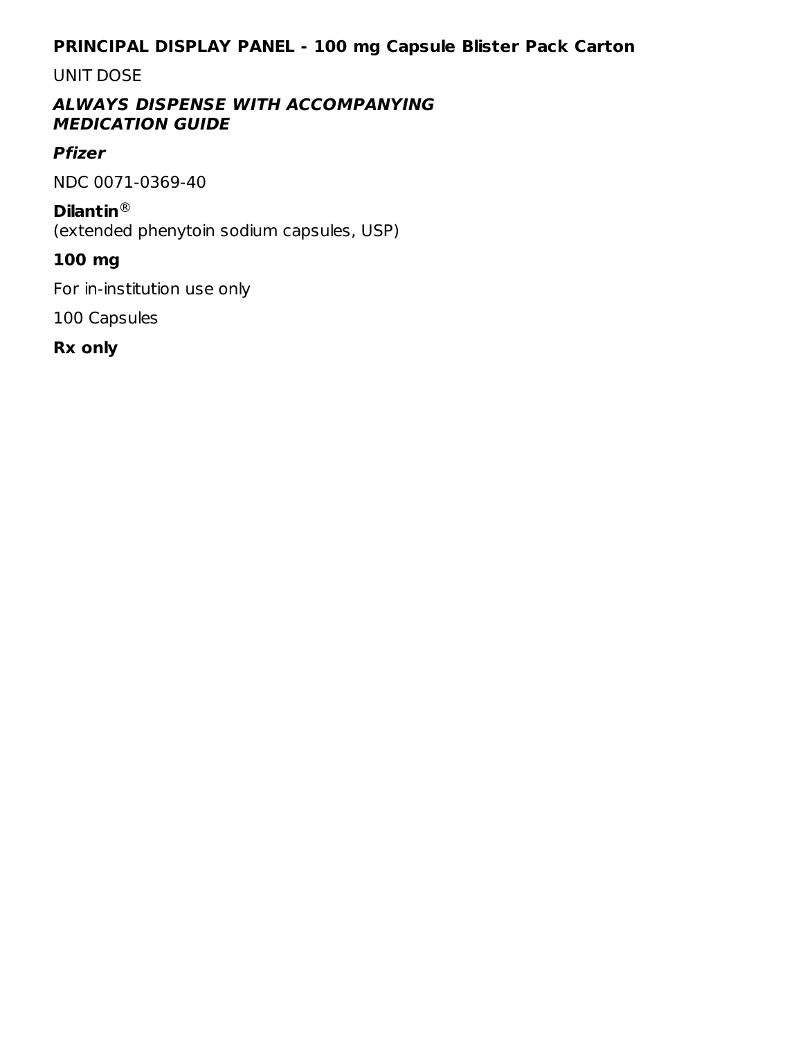## PRINCIPAL DISPLAY PANEL - 100 mg Capsule Blister Pack Carton

UNIT DOSE

***ALWAYS DISPENSE WITH ACCOMPANYING MEDICATION GUIDE***

***Pfizer***

NDC 0071-0369-40

**Dilantin**®
(extended phenytoin sodium capsules, USP)

**100 mg**

For in-institution use only

100 Capsules

**Rx only**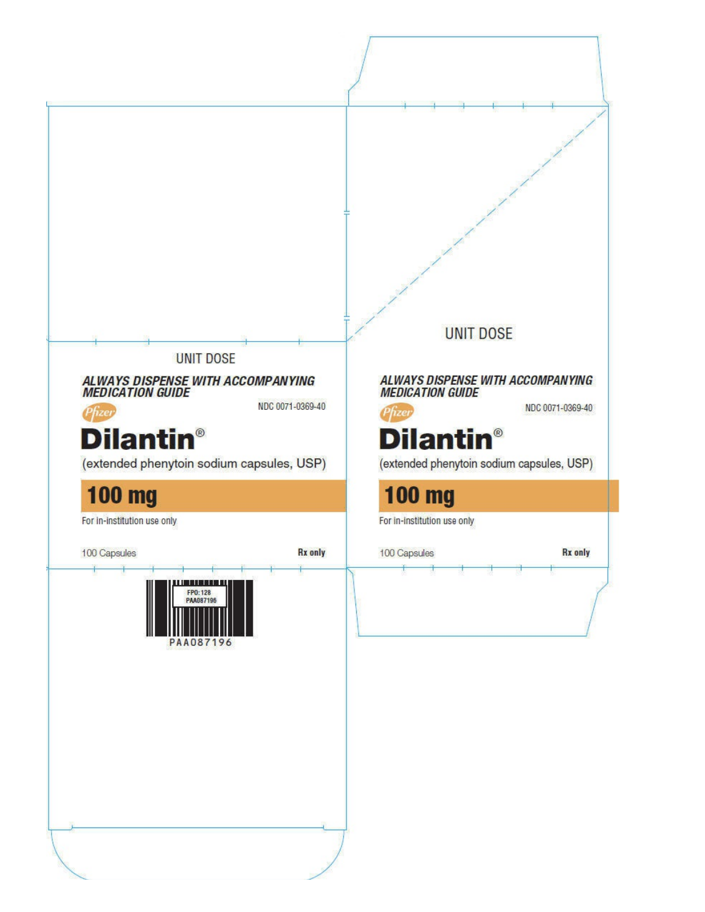UNIT DOSE

***ALWAYS DISPENSE WITH ACCOMPANYING MEDICATION GUIDE***

NDC 0071-0369-40

Pfizer

# Dilantin®

(extended phenytoin sodium capsules, USP)

## 100 mg

For in-institution use only

100 Capsules

**Rx only**

FPO: 128
PAA087196

PAA087196

UNIT DOSE

***ALWAYS DISPENSE WITH ACCOMPANYING MEDICATION GUIDE***

NDC 0071-0369-40

Pfizer

# Dilantin®

(extended phenytoin sodium capsules, USP)

## 100 mg

For in-institution use only

100 Capsules

**Rx only**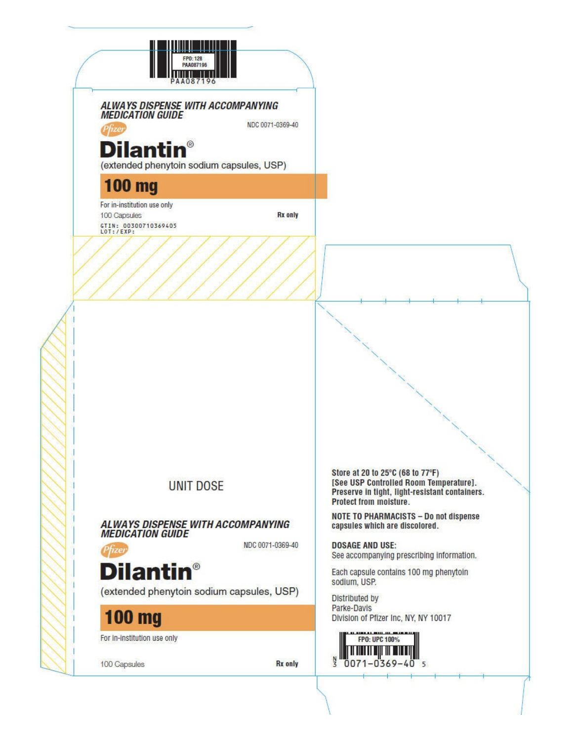FPO: 128
PAA087196

PAA087196

***ALWAYS DISPENSE WITH ACCOMPANYING MEDICATION GUIDE***

NDC 0071-0369-40

Pfizer

# Dilantin®

(extended phenytoin sodium capsules, USP)

## 100 mg

For in-institution use only

100 Capsules

**Rx only**

GTIN: 00300710369405
LOT:/EXP:

UNIT DOSE

***ALWAYS DISPENSE WITH ACCOMPANYING MEDICATION GUIDE***

NDC 0071-0369-40

Pfizer

# Dilantin®

(extended phenytoin sodium capsules, USP)

## 100 mg

For in-institution use only

100 Capsules

**Rx only**

**Store at 20 to 25°C (68 to 77°F) [See USP Controlled Room Temperature]. Preserve in tight, light-resistant containers. Protect from moisture.**

**NOTE TO PHARMACISTS – Do not dispense capsules which are discolored.**

**DOSAGE AND USE:**
See accompanying prescribing information.

Each capsule contains 100 mg phenytoin sodium, USP.

Distributed by
Parke-Davis
Division of Pfizer Inc, NY, NY 10017

FPO: UPC 100%

N 3 0071-0369-40 5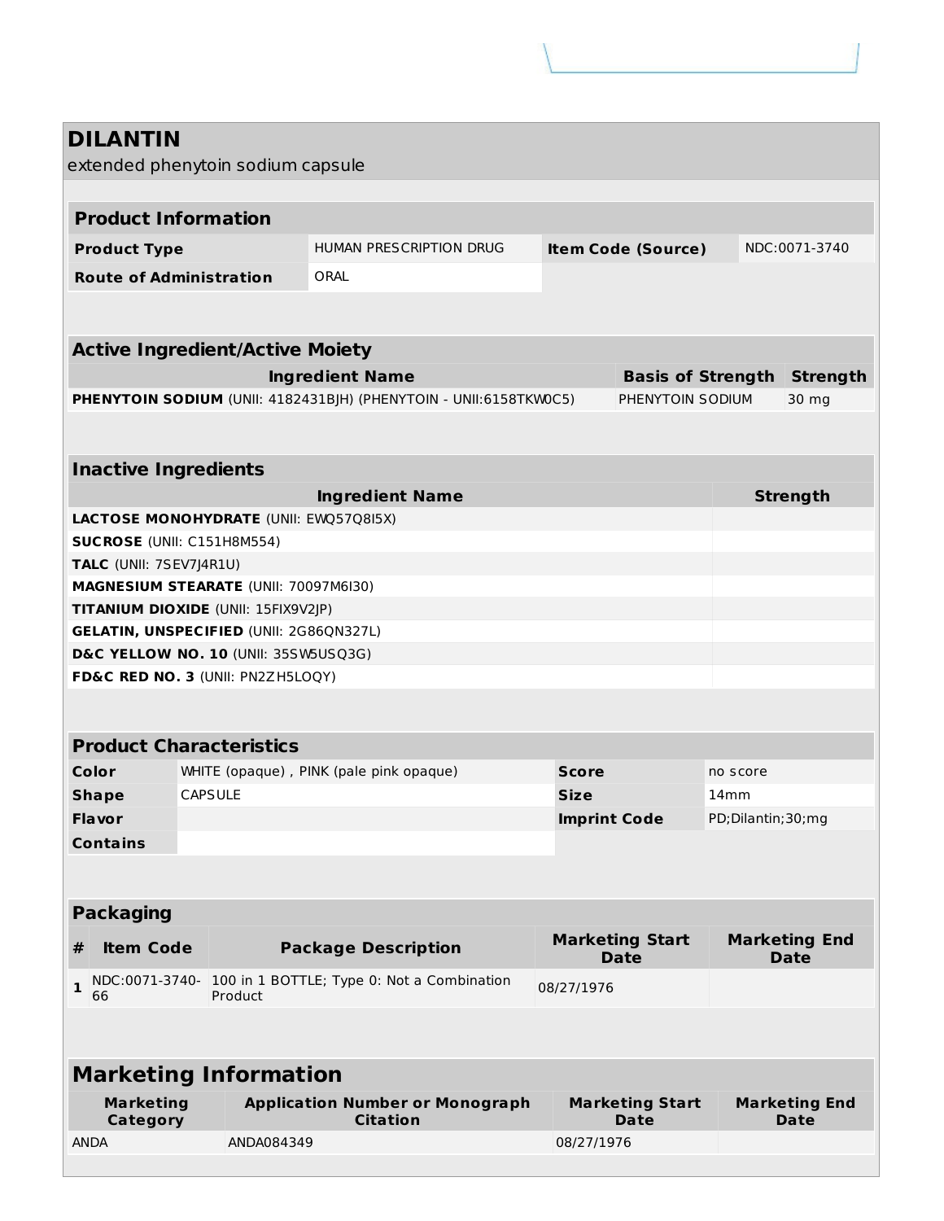# DILANTIN

extended phenytoin sodium capsule

## Product Information

| Product Type | HUMAN PRESCRIPTION DRUG | Item Code (Source) | NDC:0071-3740 |
|---|---|---|---|
| Route of Administration | ORAL | | |

## Active Ingredient/Active Moiety

| Ingredient Name | Basis of Strength | Strength |
|---|---|---|
| **PHENYTOIN SODIUM** (UNII: 4182431BJH) (PHENYTOIN - UNII:6158TKW0C5) | PHENYTOIN SODIUM | 30 mg |

## Inactive Ingredients

| Ingredient Name | Strength |
|---|---|
| **LACTOSE MONOHYDRATE** (UNII: EWQ57Q8I5X) | |
| **SUCROSE** (UNII: C151H8M554) | |
| **TALC** (UNII: 7SEV7J4R1U) | |
| **MAGNESIUM STEARATE** (UNII: 70097M6I30) | |
| **TITANIUM DIOXIDE** (UNII: 15FIX9V2JP) | |
| **GELATIN, UNSPECIFIED** (UNII: 2G86QN327L) | |
| **D&C YELLOW NO. 10** (UNII: 35SW5USQ3G) | |
| **FD&C RED NO. 3** (UNII: PN2ZH5LOQY) | |

## Product Characteristics

| Color | WHITE (opaque) , PINK (pale pink opaque) | Score | no score |
|---|---|---|---|
| Shape | CAPSULE | Size | 14mm |
| Flavor | | Imprint Code | PD;Dilantin;30;mg |
| Contains | | | |

## Packaging

| # | Item Code | Package Description | Marketing Start Date | Marketing End Date |
|---|---|---|---|---|
| 1 | NDC:0071-3740-66 | 100 in 1 BOTTLE; Type 0: Not a Combination Product | 08/27/1976 | |

## Marketing Information

| Marketing Category | Application Number or Monograph Citation | Marketing Start Date | Marketing End Date |
|---|---|---|---|
| ANDA | ANDA084349 | 08/27/1976 | |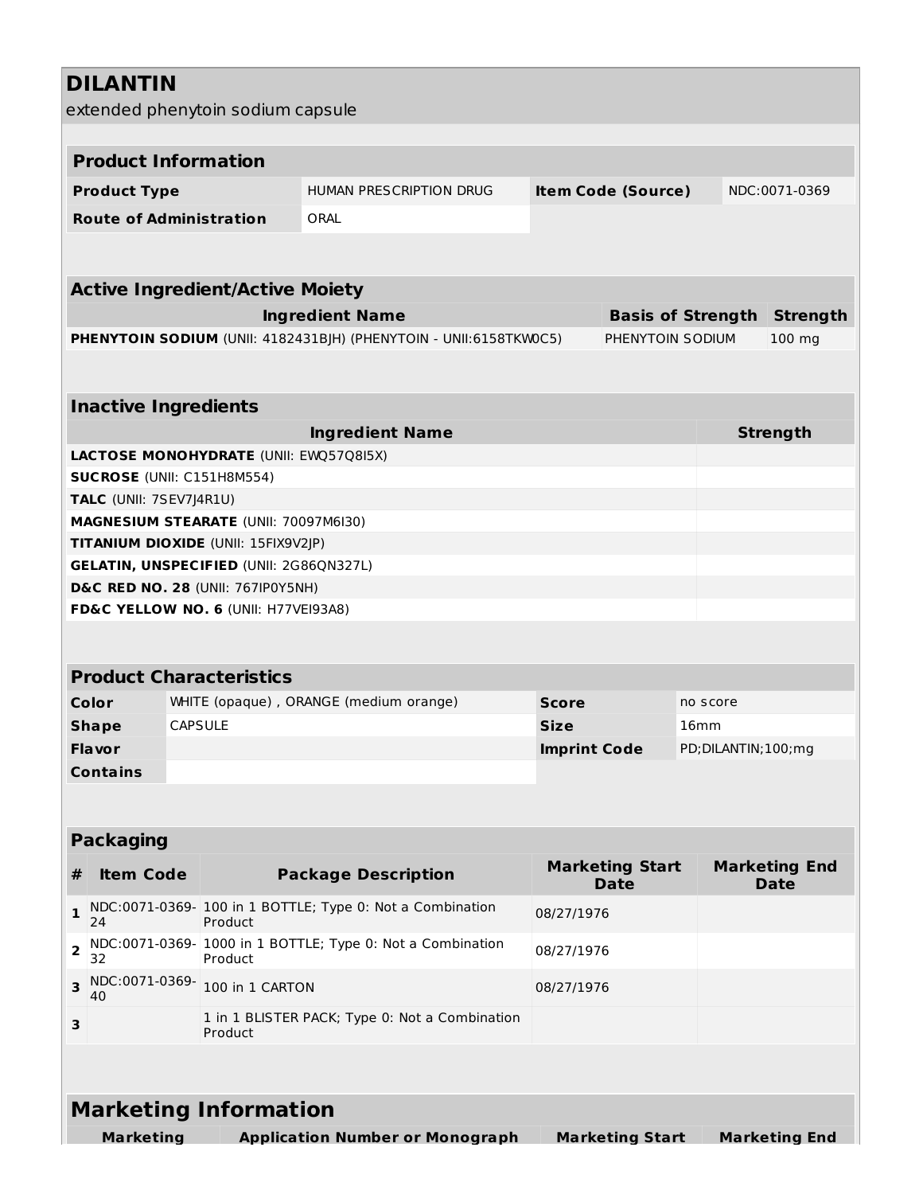# DILANTIN

extended phenytoin sodium capsule

## Product Information

| Product Type | HUMAN PRESCRIPTION DRUG | Item Code (Source) | NDC:0071-0369 |
|---|---|---|---|
| Route of Administration | ORAL | | |

## Active Ingredient/Active Moiety

| Ingredient Name | Basis of Strength | Strength |
|---|---|---|
| **PHENYTOIN SODIUM** (UNII: 4182431BJH) (PHENYTOIN - UNII:6158TKW0C5) | PHENYTOIN SODIUM | 100 mg |

## Inactive Ingredients

| Ingredient Name | Strength |
|---|---|
| **LACTOSE MONOHYDRATE** (UNII: EWQ57Q8I5X) | |
| **SUCROSE** (UNII: C151H8M554) | |
| **TALC** (UNII: 7SEV7J4R1U) | |
| **MAGNESIUM STEARATE** (UNII: 70097M6I30) | |
| **TITANIUM DIOXIDE** (UNII: 15FIX9V2JP) | |
| **GELATIN, UNSPECIFIED** (UNII: 2G86QN327L) | |
| **D&C RED NO. 28** (UNII: 767IP0Y5NH) | |
| **FD&C YELLOW NO. 6** (UNII: H77VEI93A8) | |

## Product Characteristics

| Color | WHITE (opaque) , ORANGE (medium orange) | Score | no score |
|---|---|---|---|
| Shape | CAPSULE | Size | 16mm |
| Flavor | | Imprint Code | PD;DILANTIN;100;mg |
| Contains | | | |

## Packaging

| # | Item Code | Package Description | Marketing Start Date | Marketing End Date |
|---|---|---|---|---|
| 1 | NDC:0071-0369-24 | 100 in 1 BOTTLE; Type 0: Not a Combination Product | 08/27/1976 | |
| 2 | NDC:0071-0369-32 | 1000 in 1 BOTTLE; Type 0: Not a Combination Product | 08/27/1976 | |
| 3 | NDC:0071-0369-40 | 100 in 1 CARTON | 08/27/1976 | |
| 3 | | 1 in 1 BLISTER PACK; Type 0: Not a Combination Product | | |

## Marketing Information

| Marketing | Application Number or Monograph | Marketing Start | Marketing End |
|---|---|---|---|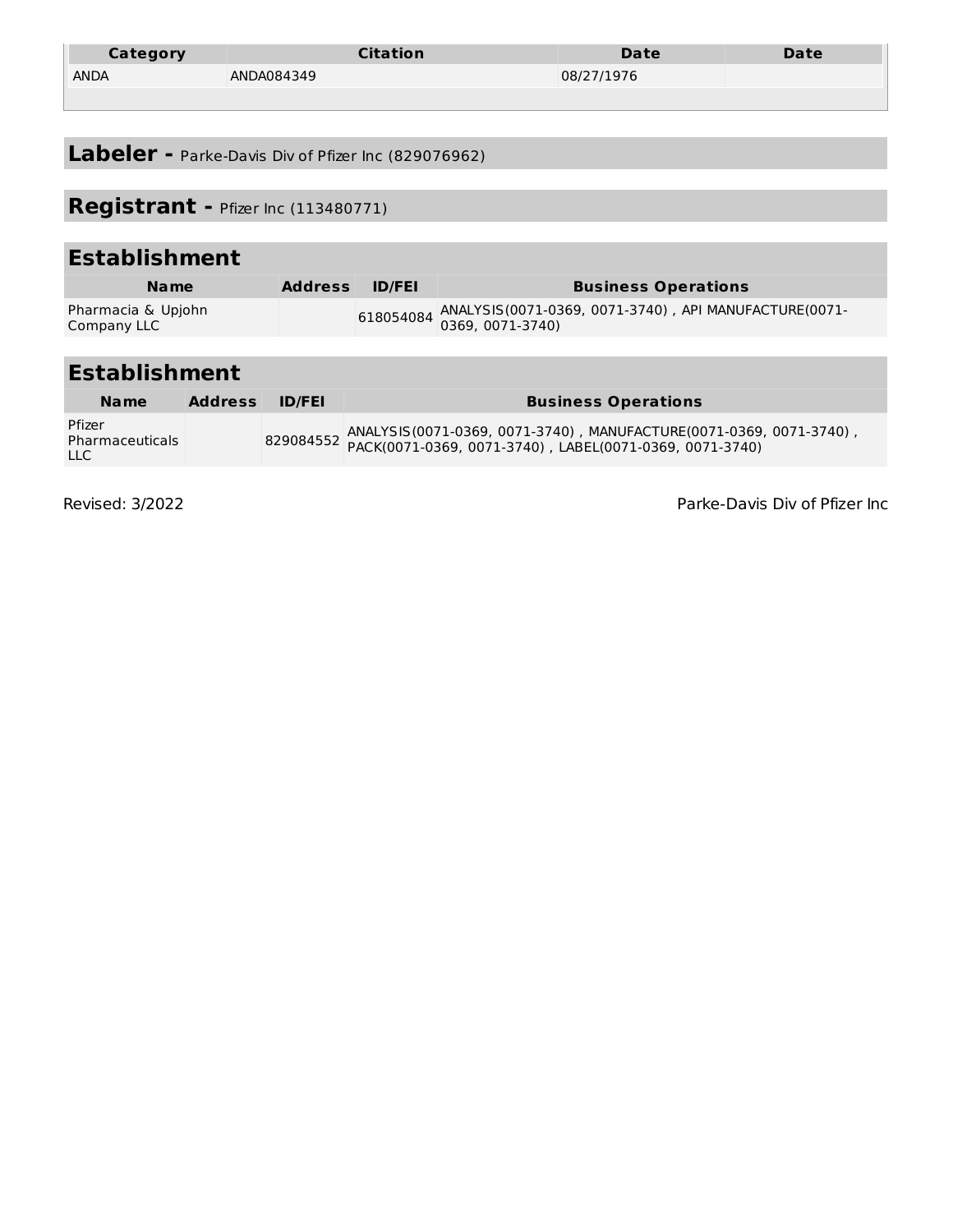| Category | Citation | Date | Date |
|---|---|---|---|
| ANDA | ANDA084349 | 08/27/1976 | |

## Labeler - Parke-Davis Div of Pfizer Inc (829076962)

## Registrant - Pfizer Inc (113480771)

## Establishment

| Name | Address | ID/FEI | Business Operations |
|---|---|---|---|
| Pharmacia & Upjohn Company LLC | | 618054084 | ANALYSIS(0071-0369, 0071-3740) , API MANUFACTURE(0071-0369, 0071-3740) |

## Establishment

| Name | Address | ID/FEI | Business Operations |
|---|---|---|---|
| Pfizer Pharmaceuticals LLC | | 829084552 | ANALYSIS(0071-0369, 0071-3740) , MANUFACTURE(0071-0369, 0071-3740) , PACK(0071-0369, 0071-3740) , LABEL(0071-0369, 0071-3740) |

Revised: 3/2022

Parke-Davis Div of Pfizer Inc